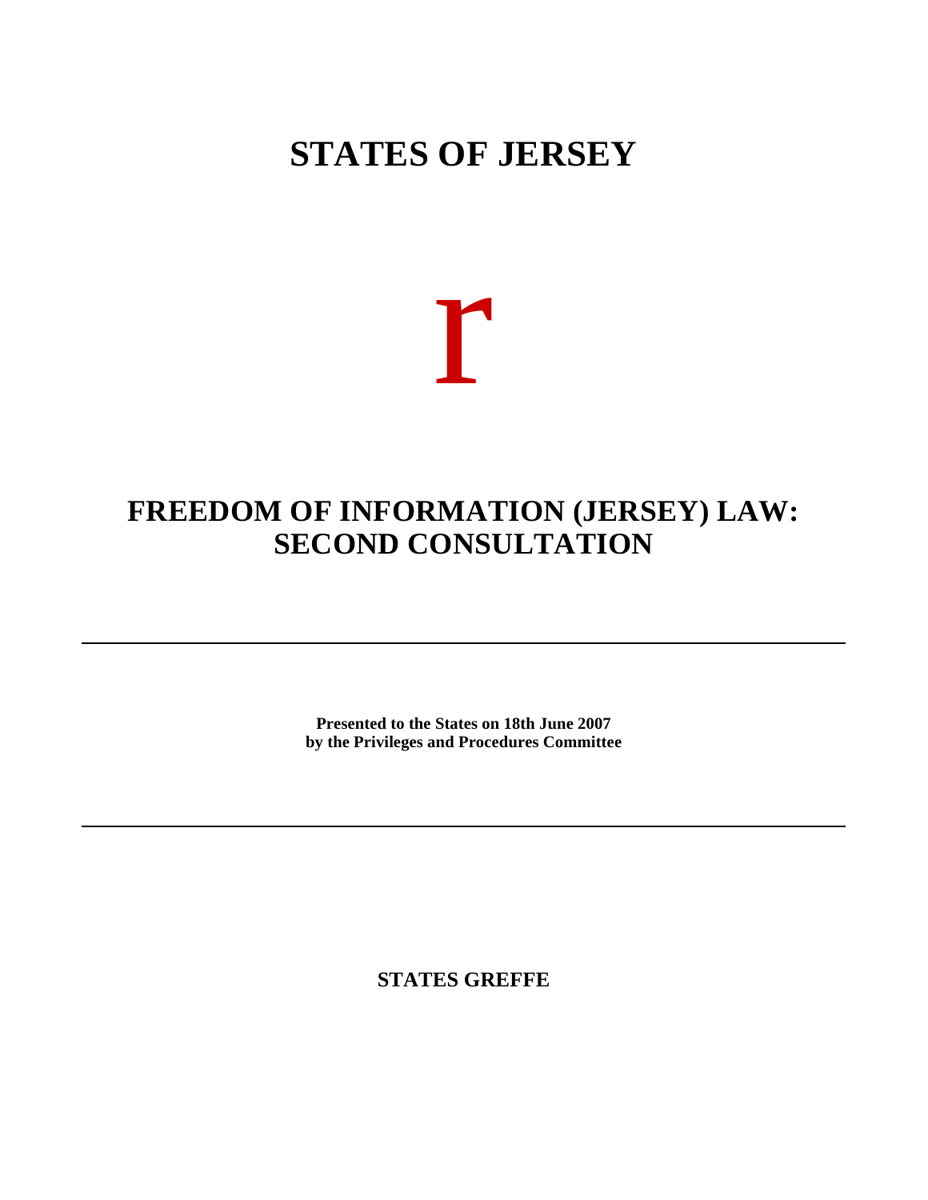# STATES OF JERSEY

r

# FREEDOM OF INFORMATION (JERSEY) LAW: SECOND CONSULTATION

---

**Presented to the States on 18th June 2007**
**by the Privileges and Procedures Committee**

---

**STATES GREFFE**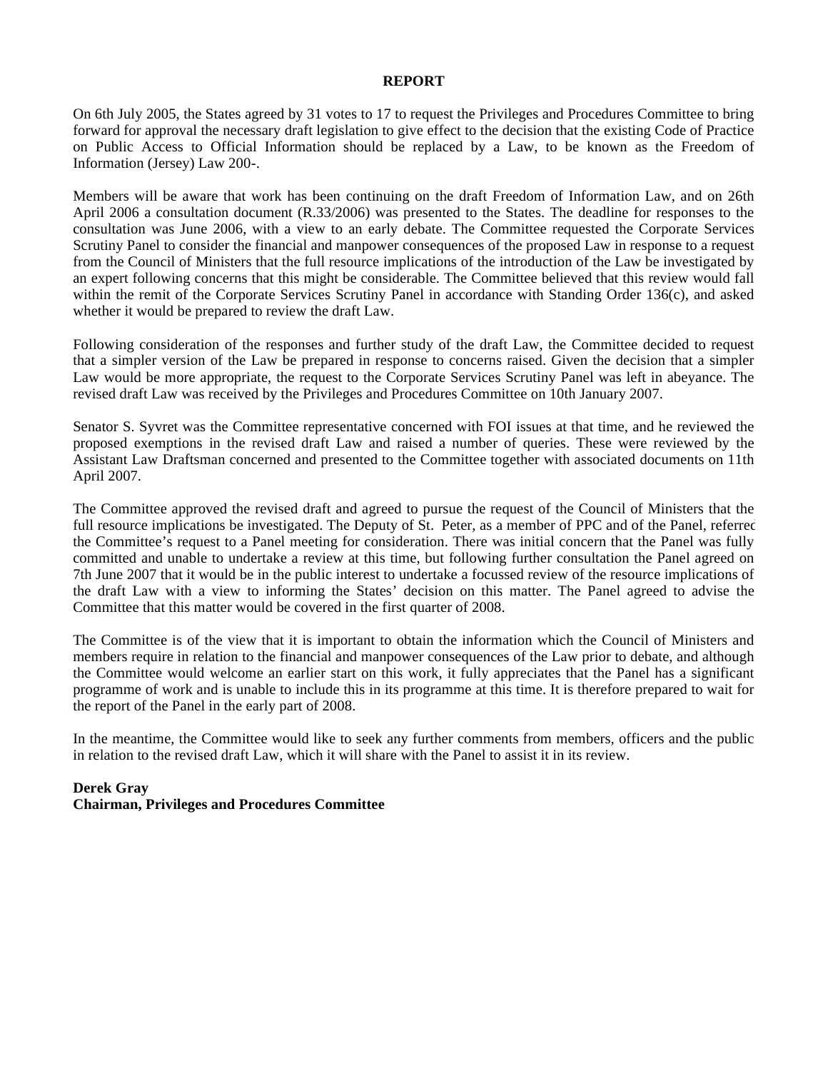**REPORT**

On 6th July 2005, the States agreed by 31 votes to 17 to request the Privileges and Procedures Committee to bring forward for approval the necessary draft legislation to give effect to the decision that the existing Code of Practice on Public Access to Official Information should be replaced by a Law, to be known as the Freedom of Information (Jersey) Law 200-.

Members will be aware that work has been continuing on the draft Freedom of Information Law, and on 26th April 2006 a consultation document (R.33/2006) was presented to the States. The deadline for responses to the consultation was June 2006, with a view to an early debate. The Committee requested the Corporate Services Scrutiny Panel to consider the financial and manpower consequences of the proposed Law in response to a request from the Council of Ministers that the full resource implications of the introduction of the Law be investigated by an expert following concerns that this might be considerable. The Committee believed that this review would fall within the remit of the Corporate Services Scrutiny Panel in accordance with Standing Order 136(c), and asked whether it would be prepared to review the draft Law.

Following consideration of the responses and further study of the draft Law, the Committee decided to request that a simpler version of the Law be prepared in response to concerns raised. Given the decision that a simpler Law would be more appropriate, the request to the Corporate Services Scrutiny Panel was left in abeyance. The revised draft Law was received by the Privileges and Procedures Committee on 10th January 2007.

Senator S. Syvret was the Committee representative concerned with FOI issues at that time, and he reviewed the proposed exemptions in the revised draft Law and raised a number of queries. These were reviewed by the Assistant Law Draftsman concerned and presented to the Committee together with associated documents on 11th April 2007.

The Committee approved the revised draft and agreed to pursue the request of the Council of Ministers that the full resource implications be investigated. The Deputy of St. Peter, as a member of PPC and of the Panel, referred the Committee's request to a Panel meeting for consideration. There was initial concern that the Panel was fully committed and unable to undertake a review at this time, but following further consultation the Panel agreed on 7th June 2007 that it would be in the public interest to undertake a focussed review of the resource implications of the draft Law with a view to informing the States' decision on this matter. The Panel agreed to advise the Committee that this matter would be covered in the first quarter of 2008.

The Committee is of the view that it is important to obtain the information which the Council of Ministers and members require in relation to the financial and manpower consequences of the Law prior to debate, and although the Committee would welcome an earlier start on this work, it fully appreciates that the Panel has a significant programme of work and is unable to include this in its programme at this time. It is therefore prepared to wait for the report of the Panel in the early part of 2008.

In the meantime, the Committee would like to seek any further comments from members, officers and the public in relation to the revised draft Law, which it will share with the Panel to assist it in its review.

**Derek Gray**
**Chairman, Privileges and Procedures Committee**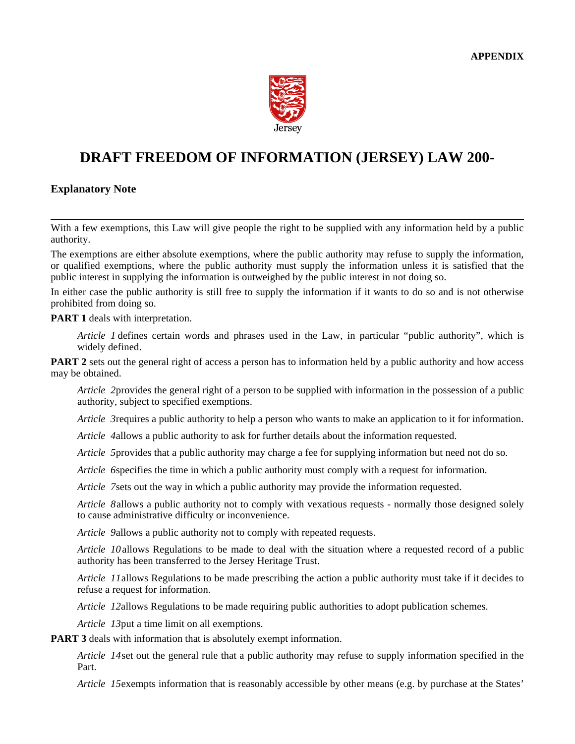**APPENDIX**

Jersey

# DRAFT FREEDOM OF INFORMATION (JERSEY) LAW 200-

## Explanatory Note

---

With a few exemptions, this Law will give people the right to be supplied with any information held by a public authority.

The exemptions are either absolute exemptions, where the public authority may refuse to supply the information, or qualified exemptions, where the public authority must supply the information unless it is satisfied that the public interest in supplying the information is outweighed by the public interest in not doing so.

In either case the public authority is still free to supply the information if it wants to do so and is not otherwise prohibited from doing so.

**PART 1** deals with interpretation.

> *Article 1* defines certain words and phrases used in the Law, in particular "public authority", which is widely defined.

**PART 2** sets out the general right of access a person has to information held by a public authority and how access may be obtained.

> *Article 2* provides the general right of a person to be supplied with information in the possession of a public authority, subject to specified exemptions.
>
> *Article 3* requires a public authority to help a person who wants to make an application to it for information.
>
> *Article 4* allows a public authority to ask for further details about the information requested.
>
> *Article 5* provides that a public authority may charge a fee for supplying information but need not do so.
>
> *Article 6* specifies the time in which a public authority must comply with a request for information.
>
> *Article 7* sets out the way in which a public authority may provide the information requested.
>
> *Article 8* allows a public authority not to comply with vexatious requests - normally those designed solely to cause administrative difficulty or inconvenience.
>
> *Article 9* allows a public authority not to comply with repeated requests.
>
> *Article 10* allows Regulations to be made to deal with the situation where a requested record of a public authority has been transferred to the Jersey Heritage Trust.
>
> *Article 11* allows Regulations to be made prescribing the action a public authority must take if it decides to refuse a request for information.
>
> *Article 12* allows Regulations to be made requiring public authorities to adopt publication schemes.
>
> *Article 13* put a time limit on all exemptions.

**PART 3** deals with information that is absolutely exempt information.

> *Article 14* set out the general rule that a public authority may refuse to supply information specified in the Part.
>
> *Article 15* exempts information that is reasonably accessible by other means (e.g. by purchase at the States'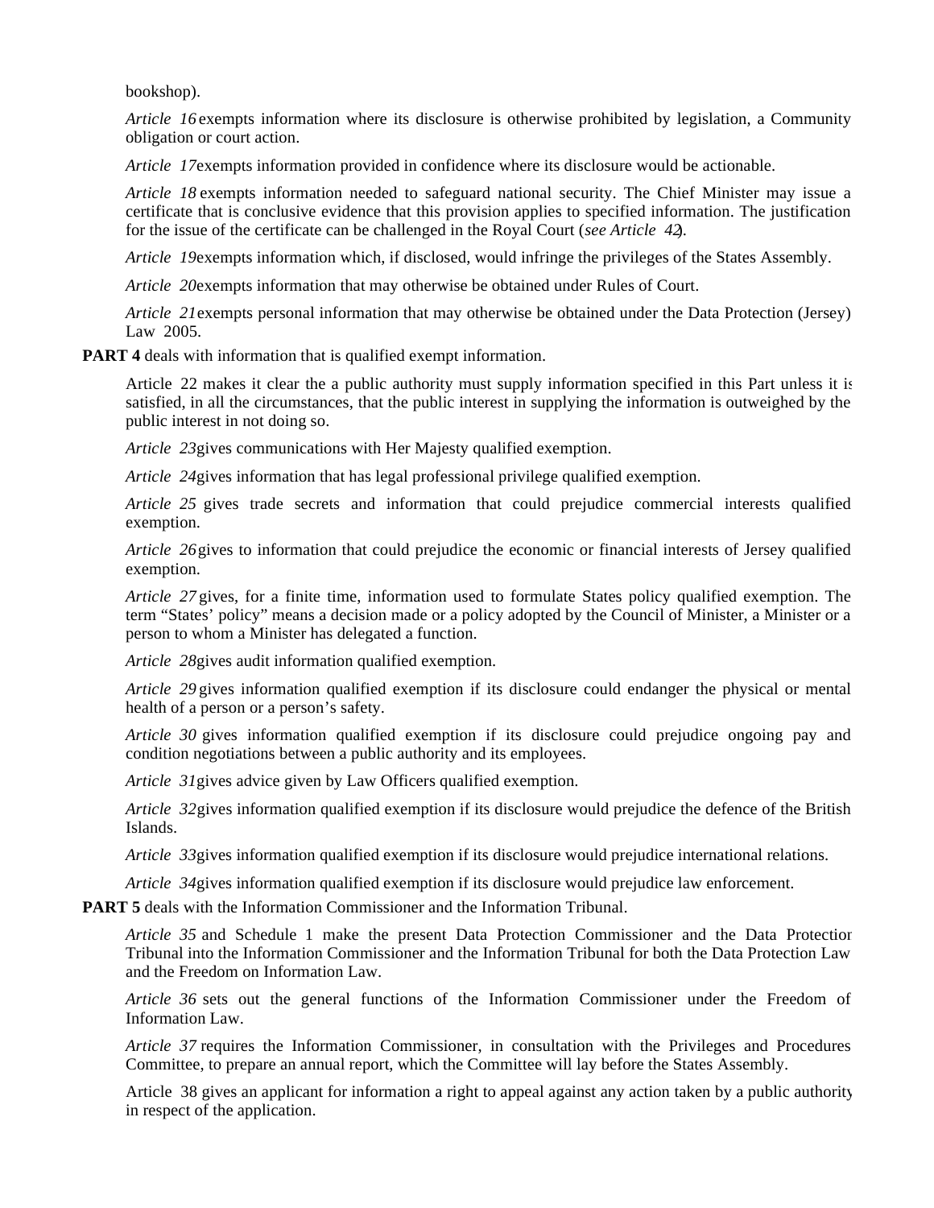bookshop).

*Article 16* exempts information where its disclosure is otherwise prohibited by legislation, a Community obligation or court action.

*Article 17* exempts information provided in confidence where its disclosure would be actionable.

*Article 18* exempts information needed to safeguard national security. The Chief Minister may issue a certificate that is conclusive evidence that this provision applies to specified information. The justification for the issue of the certificate can be challenged in the Royal Court (*see Article 42*).

*Article 19* exempts information which, if disclosed, would infringe the privileges of the States Assembly.

*Article 20* exempts information that may otherwise be obtained under Rules of Court.

*Article 21* exempts personal information that may otherwise be obtained under the Data Protection (Jersey) Law 2005.

**PART 4** deals with information that is qualified exempt information.

Article 22 makes it clear the a public authority must supply information specified in this Part unless it is satisfied, in all the circumstances, that the public interest in supplying the information is outweighed by the public interest in not doing so.

*Article 23* gives communications with Her Majesty qualified exemption.

*Article 24* gives information that has legal professional privilege qualified exemption.

*Article 25* gives trade secrets and information that could prejudice commercial interests qualified exemption.

*Article 26* gives to information that could prejudice the economic or financial interests of Jersey qualified exemption.

*Article 27* gives, for a finite time, information used to formulate States policy qualified exemption. The term "States' policy" means a decision made or a policy adopted by the Council of Minister, a Minister or a person to whom a Minister has delegated a function.

*Article 28* gives audit information qualified exemption.

*Article 29* gives information qualified exemption if its disclosure could endanger the physical or mental health of a person or a person's safety.

*Article 30* gives information qualified exemption if its disclosure could prejudice ongoing pay and condition negotiations between a public authority and its employees.

*Article 31* gives advice given by Law Officers qualified exemption.

*Article 32* gives information qualified exemption if its disclosure would prejudice the defence of the British Islands.

*Article 33* gives information qualified exemption if its disclosure would prejudice international relations.

*Article 34* gives information qualified exemption if its disclosure would prejudice law enforcement.

**PART 5** deals with the Information Commissioner and the Information Tribunal.

*Article 35* and Schedule 1 make the present Data Protection Commissioner and the Data Protection Tribunal into the Information Commissioner and the Information Tribunal for both the Data Protection Law and the Freedom on Information Law.

*Article 36* sets out the general functions of the Information Commissioner under the Freedom of Information Law.

*Article 37* requires the Information Commissioner, in consultation with the Privileges and Procedures Committee, to prepare an annual report, which the Committee will lay before the States Assembly.

Article 38 gives an applicant for information a right to appeal against any action taken by a public authority in respect of the application.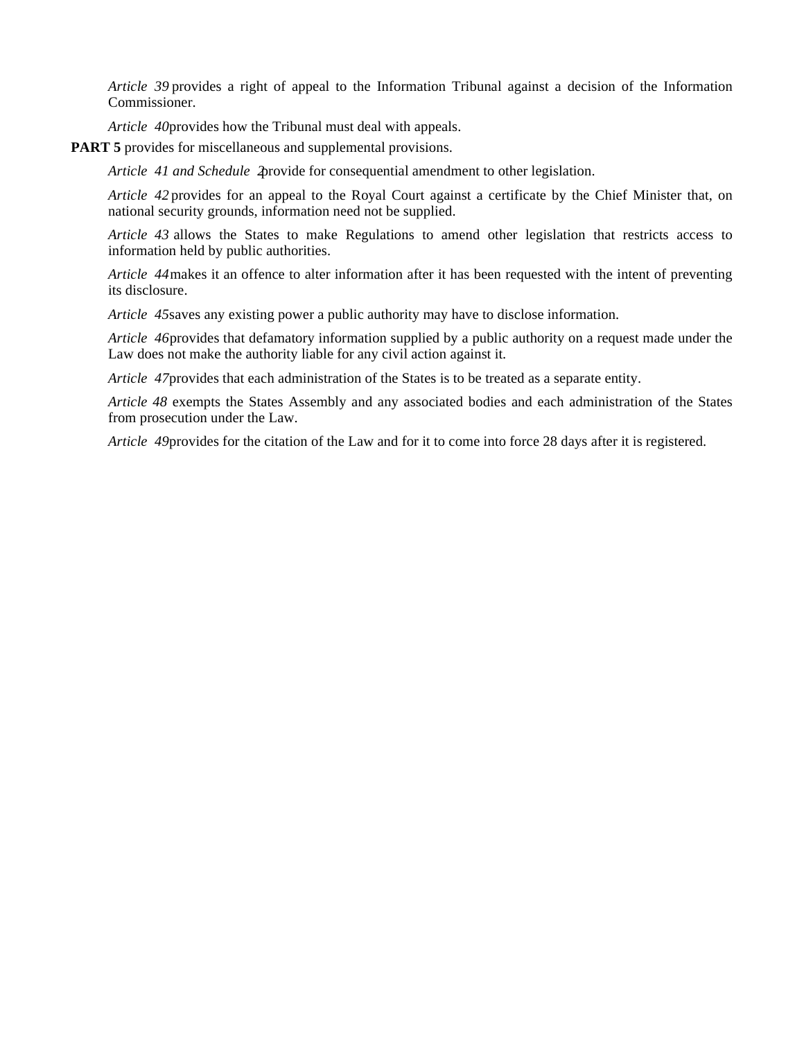*Article 39* provides a right of appeal to the Information Tribunal against a decision of the Information Commissioner.

*Article 40* provides how the Tribunal must deal with appeals.

**PART 5** provides for miscellaneous and supplemental provisions.

*Article 41 and Schedule 2* provide for consequential amendment to other legislation.

*Article 42* provides for an appeal to the Royal Court against a certificate by the Chief Minister that, on national security grounds, information need not be supplied.

*Article 43* allows the States to make Regulations to amend other legislation that restricts access to information held by public authorities.

*Article 44* makes it an offence to alter information after it has been requested with the intent of preventing its disclosure.

*Article 45* saves any existing power a public authority may have to disclose information.

*Article 46* provides that defamatory information supplied by a public authority on a request made under the Law does not make the authority liable for any civil action against it.

*Article 47* provides that each administration of the States is to be treated as a separate entity.

*Article 48* exempts the States Assembly and any associated bodies and each administration of the States from prosecution under the Law.

*Article 49* provides for the citation of the Law and for it to come into force 28 days after it is registered.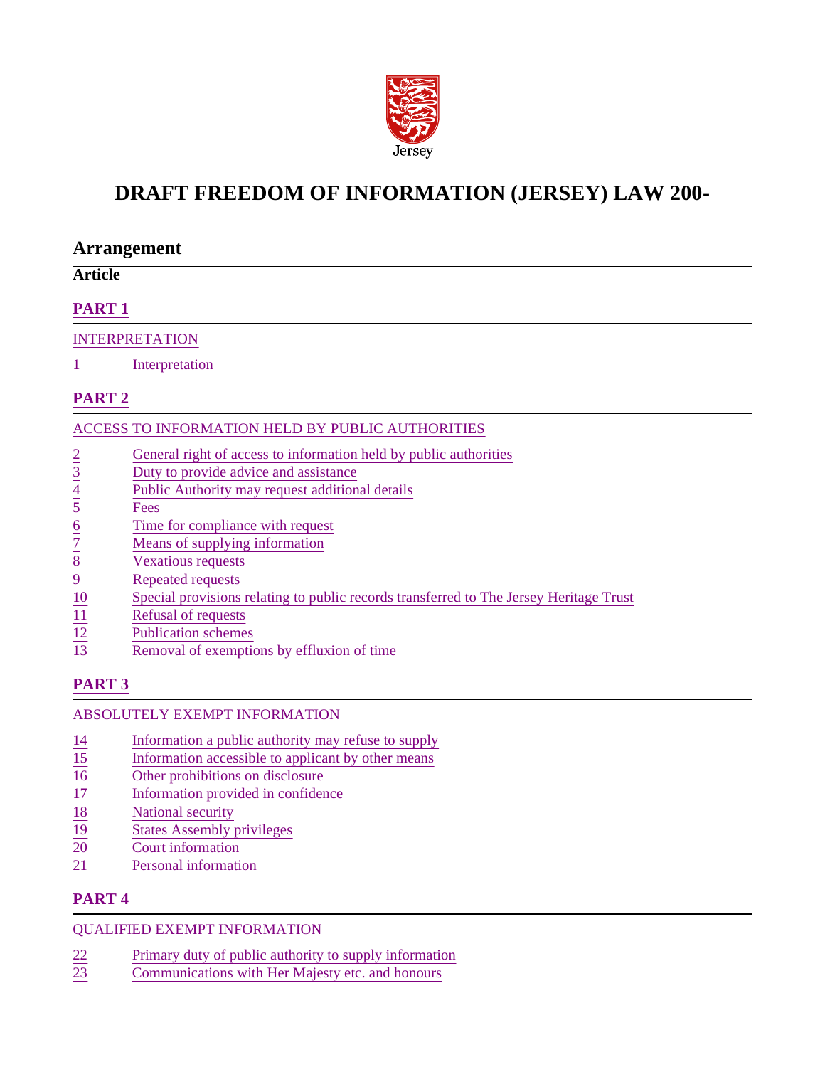Jersey

# DRAFT FREEDOM OF INFORMATION (JERSEY) LAW 200-

## Arrangement

**Article**

### PART 1

INTERPRETATION

1 Interpretation

### PART 2

ACCESS TO INFORMATION HELD BY PUBLIC AUTHORITIES

2 General right of access to information held by public authorities
3 Duty to provide advice and assistance
4 Public Authority may request additional details
5 Fees
6 Time for compliance with request
7 Means of supplying information
8 Vexatious requests
9 Repeated requests
10 Special provisions relating to public records transferred to The Jersey Heritage Trust
11 Refusal of requests
12 Publication schemes
13 Removal of exemptions by effluxion of time

### PART 3

ABSOLUTELY EXEMPT INFORMATION

14 Information a public authority may refuse to supply
15 Information accessible to applicant by other means
16 Other prohibitions on disclosure
17 Information provided in confidence
18 National security
19 States Assembly privileges
20 Court information
21 Personal information

### PART 4

QUALIFIED EXEMPT INFORMATION

22 Primary duty of public authority to supply information
23 Communications with Her Majesty etc. and honours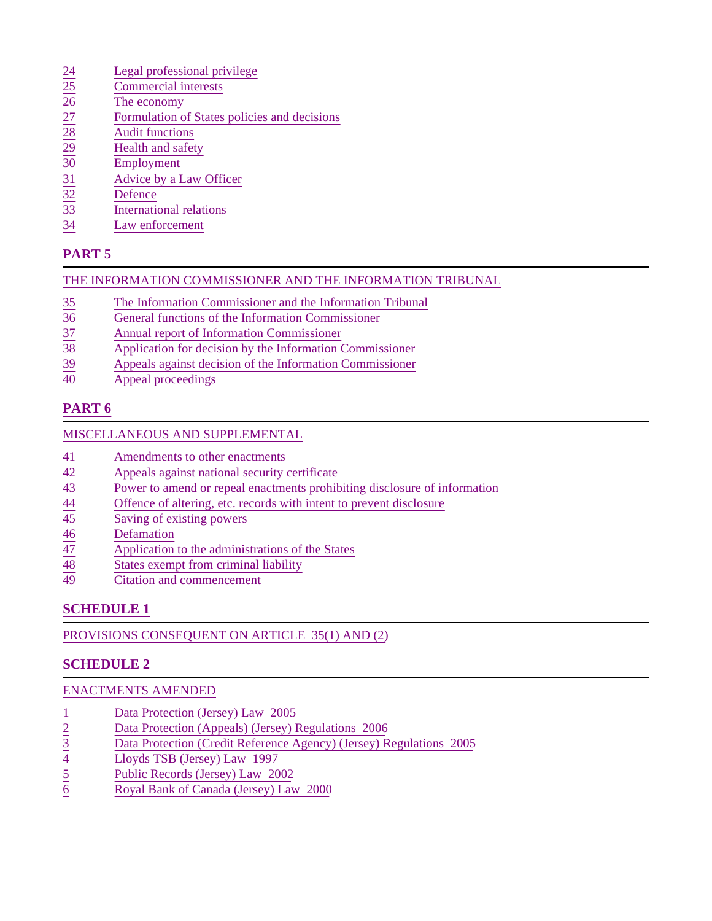24 Legal professional privilege
25 Commercial interests
26 The economy
27 Formulation of States policies and decisions
28 Audit functions
29 Health and safety
30 Employment
31 Advice by a Law Officer
32 Defence
33 International relations
34 Law enforcement

## PART 5

THE INFORMATION COMMISSIONER AND THE INFORMATION TRIBUNAL

35 The Information Commissioner and the Information Tribunal
36 General functions of the Information Commissioner
37 Annual report of Information Commissioner
38 Application for decision by the Information Commissioner
39 Appeals against decision of the Information Commissioner
40 Appeal proceedings

## PART 6

MISCELLANEOUS AND SUPPLEMENTAL

41 Amendments to other enactments
42 Appeals against national security certificate
43 Power to amend or repeal enactments prohibiting disclosure of information
44 Offence of altering, etc. records with intent to prevent disclosure
45 Saving of existing powers
46 Defamation
47 Application to the administrations of the States
48 States exempt from criminal liability
49 Citation and commencement

## SCHEDULE 1

PROVISIONS CONSEQUENT ON ARTICLE 35(1) AND (2)

## SCHEDULE 2

ENACTMENTS AMENDED

1 Data Protection (Jersey) Law 2005
2 Data Protection (Appeals) (Jersey) Regulations 2006
3 Data Protection (Credit Reference Agency) (Jersey) Regulations 2005
4 Lloyds TSB (Jersey) Law 1997
5 Public Records (Jersey) Law 2002
6 Royal Bank of Canada (Jersey) Law 2000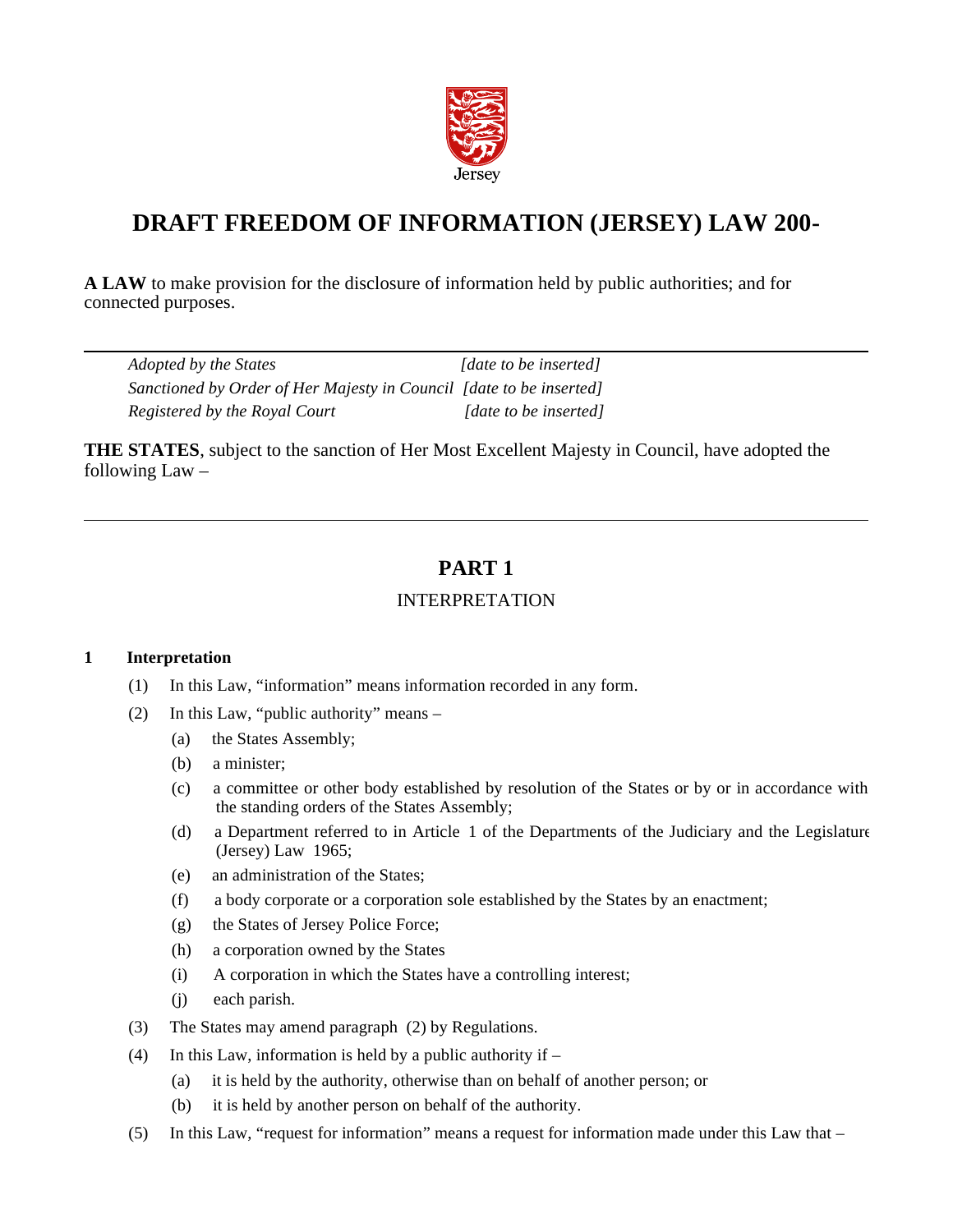Jersey

# DRAFT FREEDOM OF INFORMATION (JERSEY) LAW 200-

**A LAW** to make provision for the disclosure of information held by public authorities; and for connected purposes.

---

*Adopted by the States* *[date to be inserted]*
*Sanctioned by Order of Her Majesty in Council* *[date to be inserted]*
*Registered by the Royal Court* *[date to be inserted]*

**THE STATES**, subject to the sanction of Her Most Excellent Majesty in Council, have adopted the following Law –

---

## PART 1

### INTERPRETATION

**1 Interpretation**

(1) In this Law, "information" means information recorded in any form.

(2) In this Law, "public authority" means –

(a) the States Assembly;

(b) a minister;

(c) a committee or other body established by resolution of the States or by or in accordance with the standing orders of the States Assembly;

(d) a Department referred to in Article 1 of the Departments of the Judiciary and the Legislature (Jersey) Law 1965;

(e) an administration of the States;

(f) a body corporate or a corporation sole established by the States by an enactment;

(g) the States of Jersey Police Force;

(h) a corporation owned by the States

(i) A corporation in which the States have a controlling interest;

(j) each parish.

(3) The States may amend paragraph (2) by Regulations.

(4) In this Law, information is held by a public authority if –

(a) it is held by the authority, otherwise than on behalf of another person; or

(b) it is held by another person on behalf of the authority.

(5) In this Law, "request for information" means a request for information made under this Law that –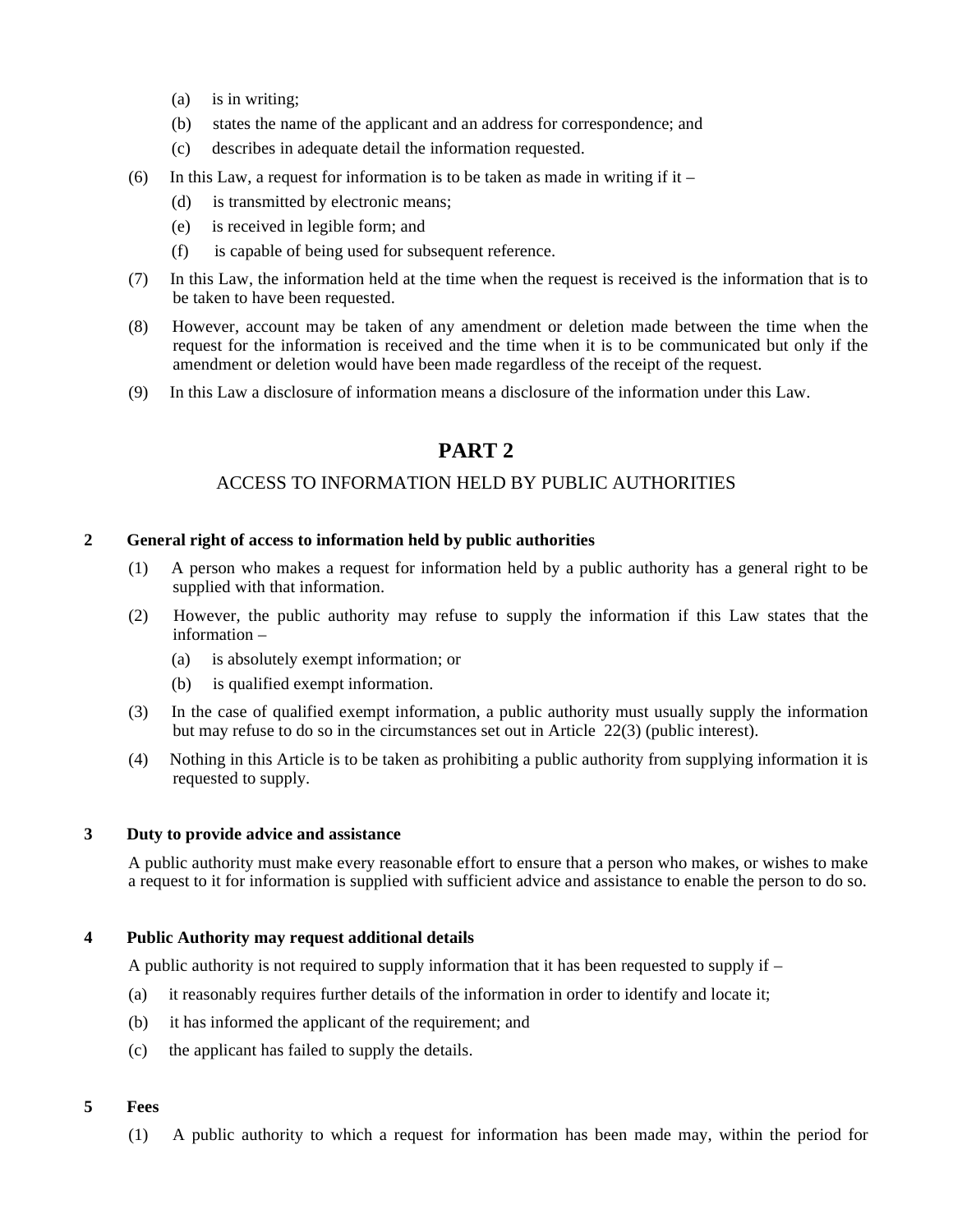(a) is in writing;

(b) states the name of the applicant and an address for correspondence; and

(c) describes in adequate detail the information requested.

(6) In this Law, a request for information is to be taken as made in writing if it –

(d) is transmitted by electronic means;

(e) is received in legible form; and

(f) is capable of being used for subsequent reference.

(7) In this Law, the information held at the time when the request is received is the information that is to be taken to have been requested.

(8) However, account may be taken of any amendment or deletion made between the time when the request for the information is received and the time when it is to be communicated but only if the amendment or deletion would have been made regardless of the receipt of the request.

(9) In this Law a disclosure of information means a disclosure of the information under this Law.

# PART 2

## ACCESS TO INFORMATION HELD BY PUBLIC AUTHORITIES

### 2 General right of access to information held by public authorities

(1) A person who makes a request for information held by a public authority has a general right to be supplied with that information.

(2) However, the public authority may refuse to supply the information if this Law states that the information –

(a) is absolutely exempt information; or

(b) is qualified exempt information.

(3) In the case of qualified exempt information, a public authority must usually supply the information but may refuse to do so in the circumstances set out in Article 22(3) (public interest).

(4) Nothing in this Article is to be taken as prohibiting a public authority from supplying information it is requested to supply.

### 3 Duty to provide advice and assistance

A public authority must make every reasonable effort to ensure that a person who makes, or wishes to make a request to it for information is supplied with sufficient advice and assistance to enable the person to do so.

### 4 Public Authority may request additional details

A public authority is not required to supply information that it has been requested to supply if –

(a) it reasonably requires further details of the information in order to identify and locate it;

(b) it has informed the applicant of the requirement; and

(c) the applicant has failed to supply the details.

### 5 Fees

(1) A public authority to which a request for information has been made may, within the period for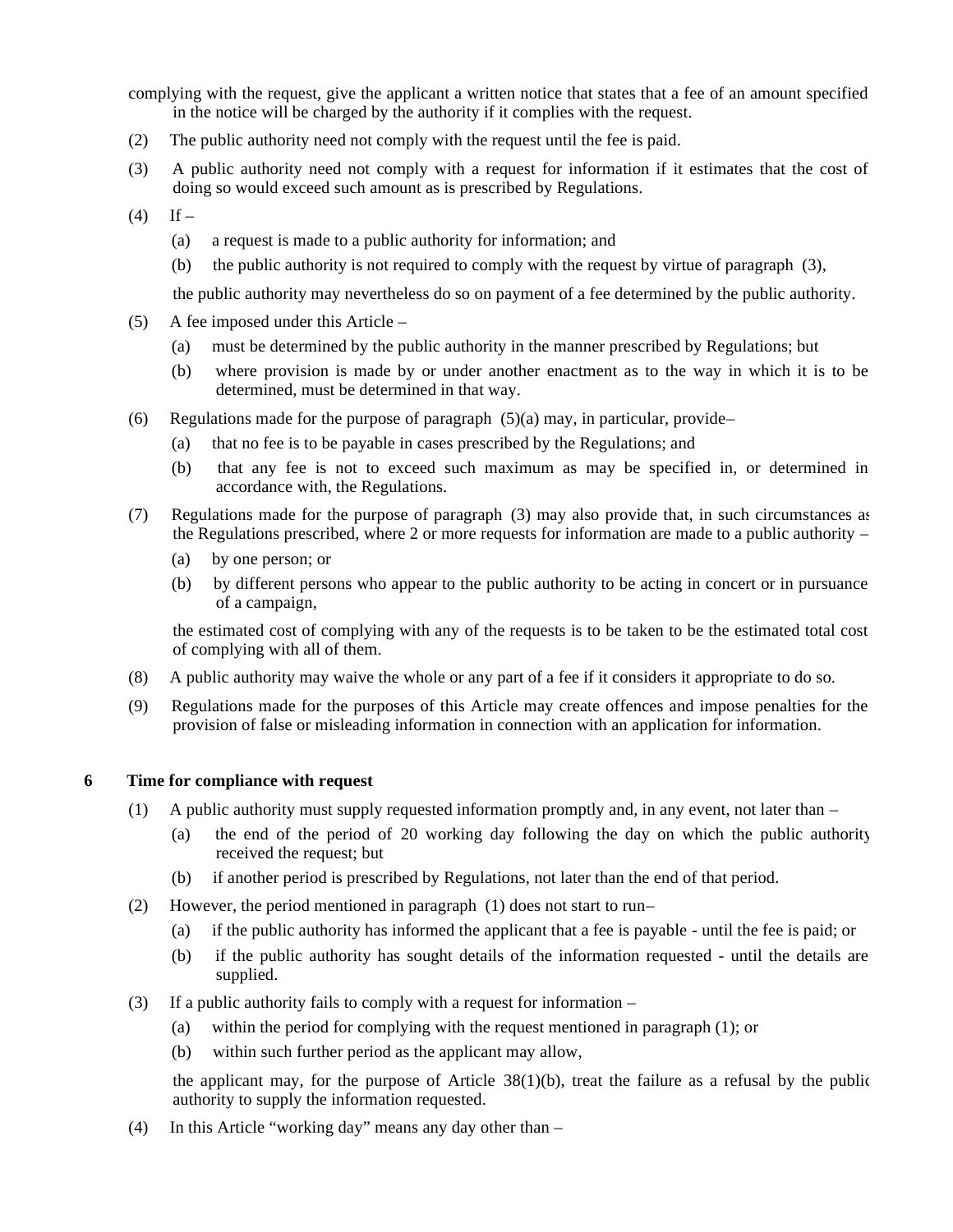complying with the request, give the applicant a written notice that states that a fee of an amount specified in the notice will be charged by the authority if it complies with the request.

(2) The public authority need not comply with the request until the fee is paid.

(3) A public authority need not comply with a request for information if it estimates that the cost of doing so would exceed such amount as is prescribed by Regulations.

(4) If –

(a) a request is made to a public authority for information; and

(b) the public authority is not required to comply with the request by virtue of paragraph (3),

the public authority may nevertheless do so on payment of a fee determined by the public authority.

(5) A fee imposed under this Article –

(a) must be determined by the public authority in the manner prescribed by Regulations; but

(b) where provision is made by or under another enactment as to the way in which it is to be determined, must be determined in that way.

(6) Regulations made for the purpose of paragraph (5)(a) may, in particular, provide–

(a) that no fee is to be payable in cases prescribed by the Regulations; and

(b) that any fee is not to exceed such maximum as may be specified in, or determined in accordance with, the Regulations.

(7) Regulations made for the purpose of paragraph (3) may also provide that, in such circumstances as the Regulations prescribed, where 2 or more requests for information are made to a public authority –

(a) by one person; or

(b) by different persons who appear to the public authority to be acting in concert or in pursuance of a campaign,

the estimated cost of complying with any of the requests is to be taken to be the estimated total cost of complying with all of them.

(8) A public authority may waive the whole or any part of a fee if it considers it appropriate to do so.

(9) Regulations made for the purposes of this Article may create offences and impose penalties for the provision of false or misleading information in connection with an application for information.

**6 Time for compliance with request**

(1) A public authority must supply requested information promptly and, in any event, not later than –

(a) the end of the period of 20 working day following the day on which the public authority received the request; but

(b) if another period is prescribed by Regulations, not later than the end of that period.

(2) However, the period mentioned in paragraph (1) does not start to run–

(a) if the public authority has informed the applicant that a fee is payable - until the fee is paid; or

(b) if the public authority has sought details of the information requested - until the details are supplied.

(3) If a public authority fails to comply with a request for information –

(a) within the period for complying with the request mentioned in paragraph (1); or

(b) within such further period as the applicant may allow,

the applicant may, for the purpose of Article 38(1)(b), treat the failure as a refusal by the public authority to supply the information requested.

(4) In this Article "working day" means any day other than –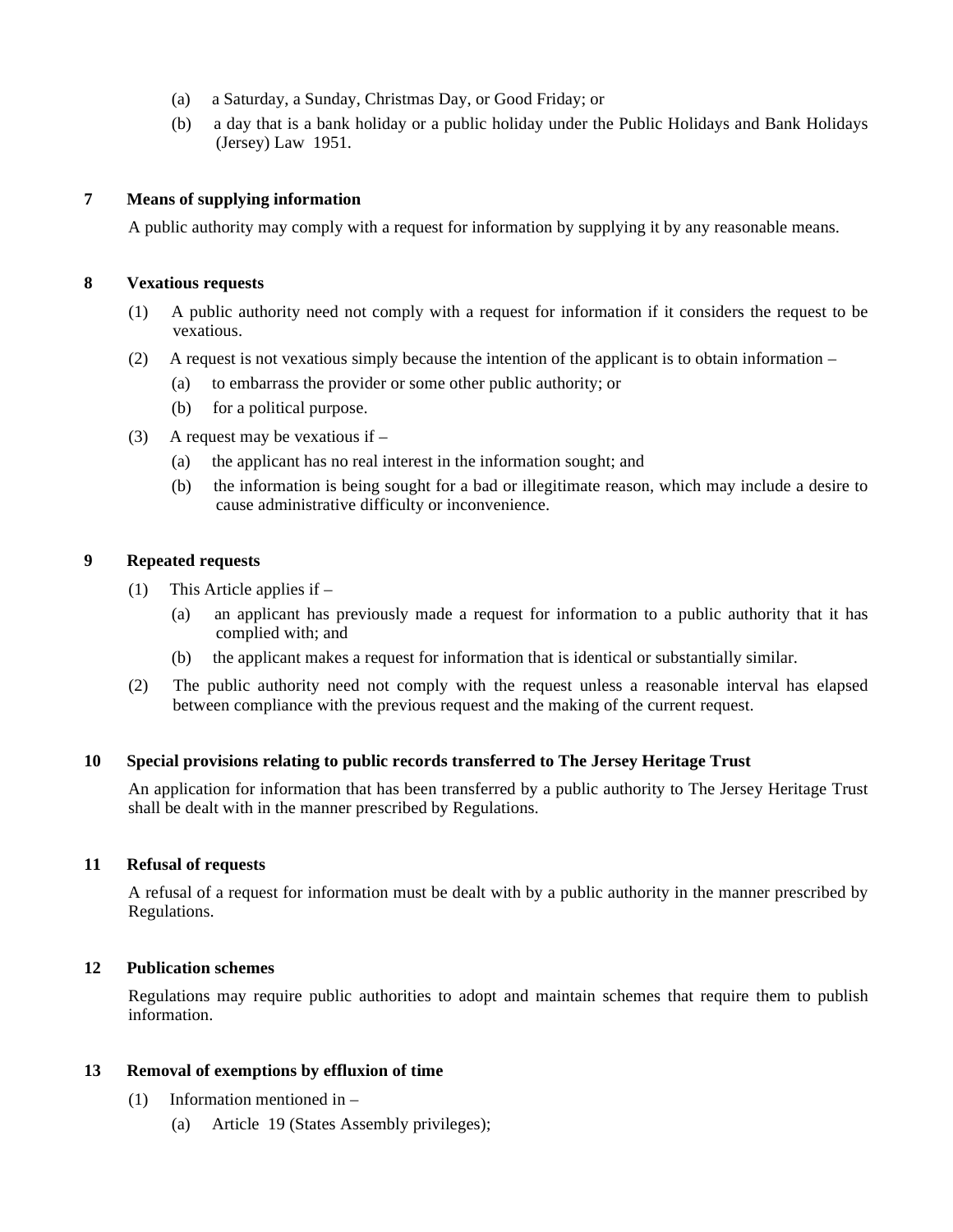(a) a Saturday, a Sunday, Christmas Day, or Good Friday; or

(b) a day that is a bank holiday or a public holiday under the Public Holidays and Bank Holidays (Jersey) Law 1951.

**7 Means of supplying information**

A public authority may comply with a request for information by supplying it by any reasonable means.

**8 Vexatious requests**

(1) A public authority need not comply with a request for information if it considers the request to be vexatious.

(2) A request is not vexatious simply because the intention of the applicant is to obtain information –

(a) to embarrass the provider or some other public authority; or

(b) for a political purpose.

(3) A request may be vexatious if –

(a) the applicant has no real interest in the information sought; and

(b) the information is being sought for a bad or illegitimate reason, which may include a desire to cause administrative difficulty or inconvenience.

**9 Repeated requests**

(1) This Article applies if –

(a) an applicant has previously made a request for information to a public authority that it has complied with; and

(b) the applicant makes a request for information that is identical or substantially similar.

(2) The public authority need not comply with the request unless a reasonable interval has elapsed between compliance with the previous request and the making of the current request.

**10 Special provisions relating to public records transferred to The Jersey Heritage Trust**

An application for information that has been transferred by a public authority to The Jersey Heritage Trust shall be dealt with in the manner prescribed by Regulations.

**11 Refusal of requests**

A refusal of a request for information must be dealt with by a public authority in the manner prescribed by Regulations.

**12 Publication schemes**

Regulations may require public authorities to adopt and maintain schemes that require them to publish information.

**13 Removal of exemptions by effluxion of time**

(1) Information mentioned in –

(a) Article 19 (States Assembly privileges);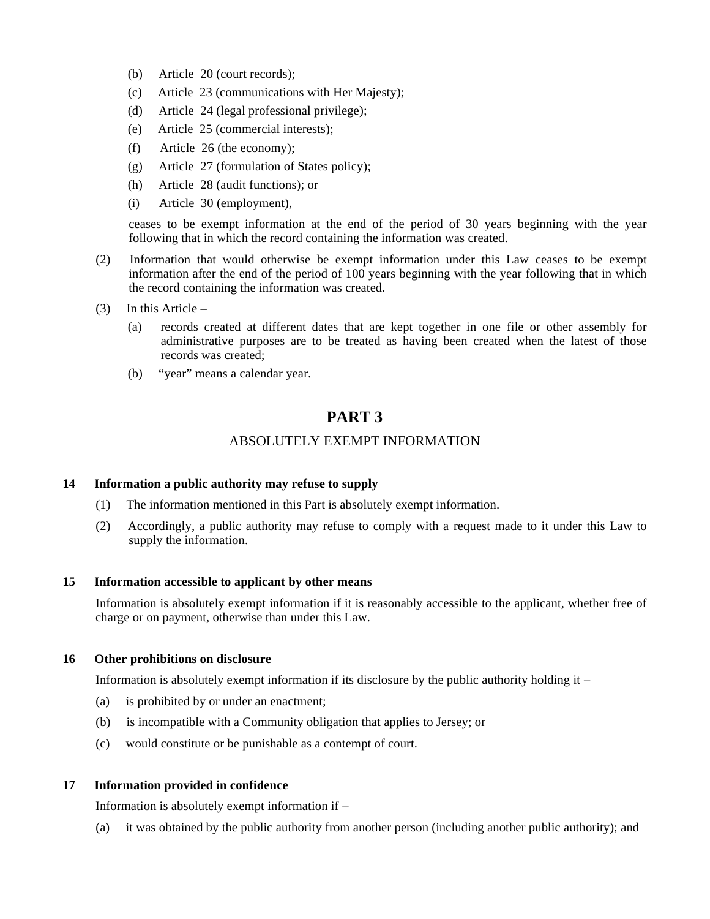(b) Article 20 (court records);

(c) Article 23 (communications with Her Majesty);

(d) Article 24 (legal professional privilege);

(e) Article 25 (commercial interests);

(f) Article 26 (the economy);

(g) Article 27 (formulation of States policy);

(h) Article 28 (audit functions); or

(i) Article 30 (employment),

ceases to be exempt information at the end of the period of 30 years beginning with the year following that in which the record containing the information was created.

(2) Information that would otherwise be exempt information under this Law ceases to be exempt information after the end of the period of 100 years beginning with the year following that in which the record containing the information was created.

(3) In this Article –

(a) records created at different dates that are kept together in one file or other assembly for administrative purposes are to be treated as having been created when the latest of those records was created;

(b) "year" means a calendar year.

# PART 3

## ABSOLUTELY EXEMPT INFORMATION

### 14 Information a public authority may refuse to supply

(1) The information mentioned in this Part is absolutely exempt information.

(2) Accordingly, a public authority may refuse to comply with a request made to it under this Law to supply the information.

### 15 Information accessible to applicant by other means

Information is absolutely exempt information if it is reasonably accessible to the applicant, whether free of charge or on payment, otherwise than under this Law.

### 16 Other prohibitions on disclosure

Information is absolutely exempt information if its disclosure by the public authority holding it –

(a) is prohibited by or under an enactment;

(b) is incompatible with a Community obligation that applies to Jersey; or

(c) would constitute or be punishable as a contempt of court.

### 17 Information provided in confidence

Information is absolutely exempt information if –

(a) it was obtained by the public authority from another person (including another public authority); and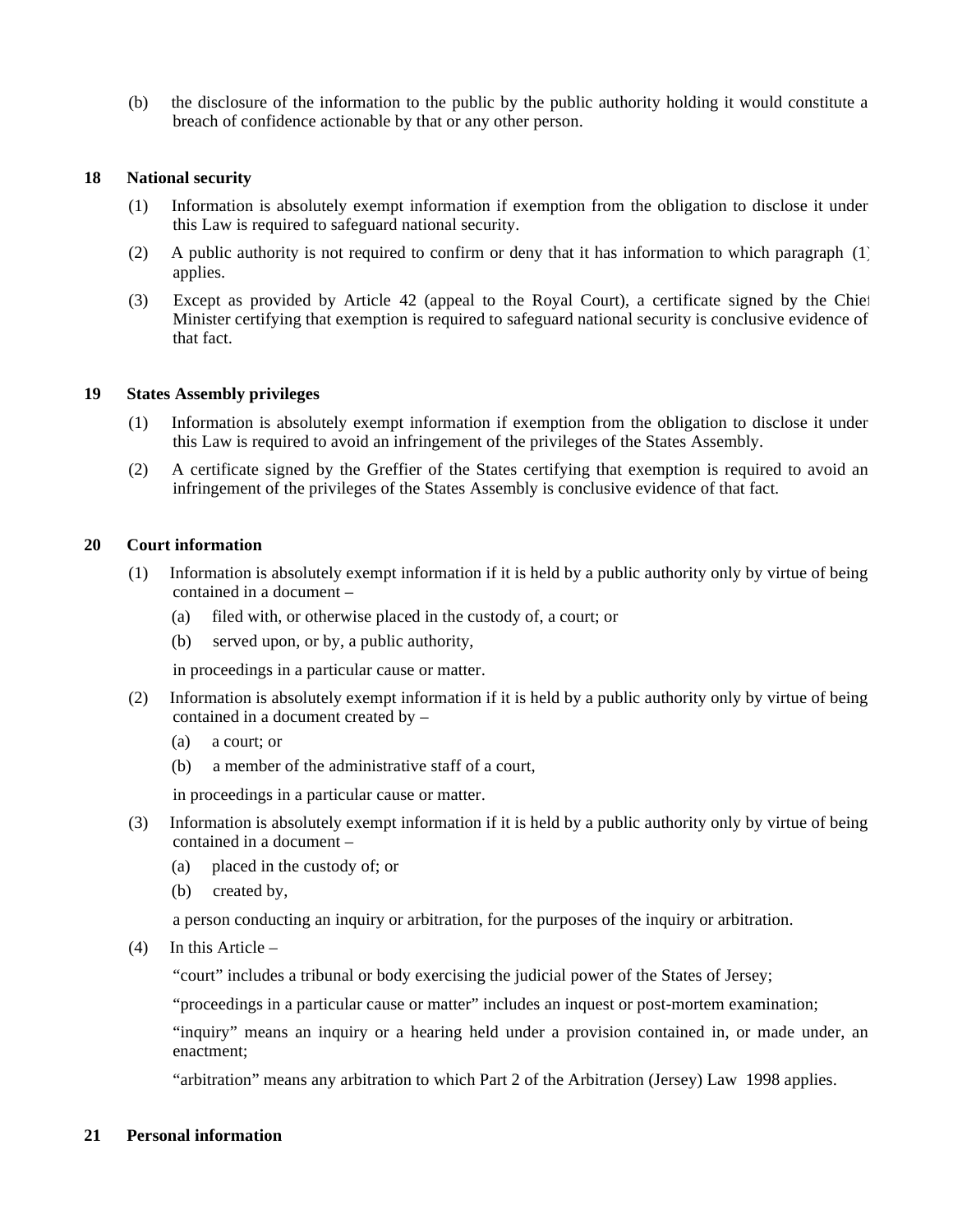(b) the disclosure of the information to the public by the public authority holding it would constitute a breach of confidence actionable by that or any other person.

## 18 National security

(1) Information is absolutely exempt information if exemption from the obligation to disclose it under this Law is required to safeguard national security.

(2) A public authority is not required to confirm or deny that it has information to which paragraph (1) applies.

(3) Except as provided by Article 42 (appeal to the Royal Court), a certificate signed by the Chief Minister certifying that exemption is required to safeguard national security is conclusive evidence of that fact.

## 19 States Assembly privileges

(1) Information is absolutely exempt information if exemption from the obligation to disclose it under this Law is required to avoid an infringement of the privileges of the States Assembly.

(2) A certificate signed by the Greffier of the States certifying that exemption is required to avoid an infringement of the privileges of the States Assembly is conclusive evidence of that fact.

## 20 Court information

(1) Information is absolutely exempt information if it is held by a public authority only by virtue of being contained in a document –

(a) filed with, or otherwise placed in the custody of, a court; or

(b) served upon, or by, a public authority,

in proceedings in a particular cause or matter.

(2) Information is absolutely exempt information if it is held by a public authority only by virtue of being contained in a document created by –

(a) a court; or

(b) a member of the administrative staff of a court,

in proceedings in a particular cause or matter.

(3) Information is absolutely exempt information if it is held by a public authority only by virtue of being contained in a document –

(a) placed in the custody of; or

(b) created by,

a person conducting an inquiry or arbitration, for the purposes of the inquiry or arbitration.

(4) In this Article –

"court" includes a tribunal or body exercising the judicial power of the States of Jersey;

"proceedings in a particular cause or matter" includes an inquest or post-mortem examination;

"inquiry" means an inquiry or a hearing held under a provision contained in, or made under, an enactment;

"arbitration" means any arbitration to which Part 2 of the Arbitration (Jersey) Law 1998 applies.

## 21 Personal information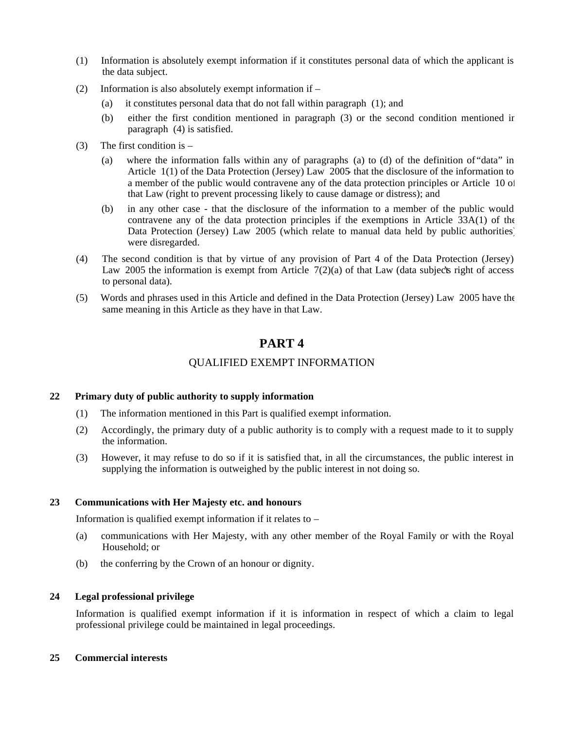(1) Information is absolutely exempt information if it constitutes personal data of which the applicant is the data subject.

(2) Information is also absolutely exempt information if –

   (a) it constitutes personal data that do not fall within paragraph (1); and

   (b) either the first condition mentioned in paragraph (3) or the second condition mentioned in paragraph (4) is satisfied.

(3) The first condition is –

   (a) where the information falls within any of paragraphs (a) to (d) of the definition of "data" in Article 1(1) of the Data Protection (Jersey) Law 2005 - that the disclosure of the information to a member of the public would contravene any of the data protection principles or Article 10 of that Law (right to prevent processing likely to cause damage or distress); and

   (b) in any other case - that the disclosure of the information to a member of the public would contravene any of the data protection principles if the exemptions in Article 33A(1) of the Data Protection (Jersey) Law 2005 (which relate to manual data held by public authorities) were disregarded.

(4) The second condition is that by virtue of any provision of Part 4 of the Data Protection (Jersey) Law 2005 the information is exempt from Article 7(2)(a) of that Law (data subject's right of access to personal data).

(5) Words and phrases used in this Article and defined in the Data Protection (Jersey) Law 2005 have the same meaning in this Article as they have in that Law.

# PART 4

## QUALIFIED EXEMPT INFORMATION

### 22 Primary duty of public authority to supply information

(1) The information mentioned in this Part is qualified exempt information.

(2) Accordingly, the primary duty of a public authority is to comply with a request made to it to supply the information.

(3) However, it may refuse to do so if it is satisfied that, in all the circumstances, the public interest in supplying the information is outweighed by the public interest in not doing so.

### 23 Communications with Her Majesty etc. and honours

Information is qualified exempt information if it relates to –

(a) communications with Her Majesty, with any other member of the Royal Family or with the Royal Household; or

(b) the conferring by the Crown of an honour or dignity.

### 24 Legal professional privilege

Information is qualified exempt information if it is information in respect of which a claim to legal professional privilege could be maintained in legal proceedings.

### 25 Commercial interests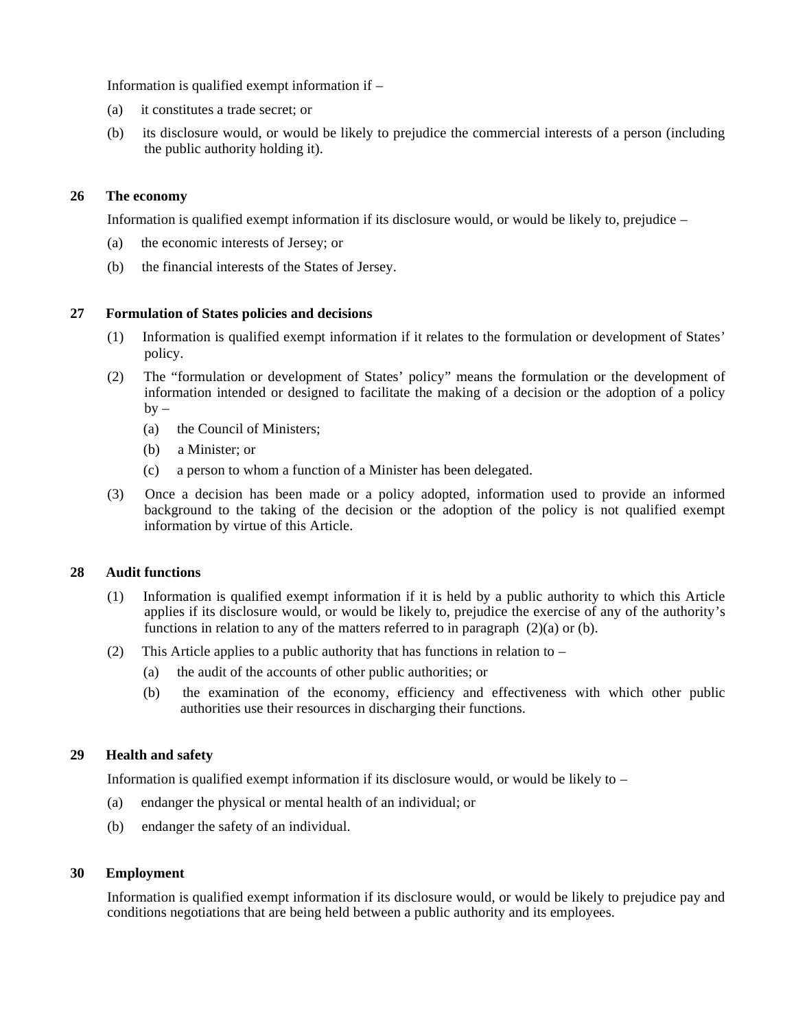Information is qualified exempt information if –

(a) it constitutes a trade secret; or

(b) its disclosure would, or would be likely to prejudice the commercial interests of a person (including the public authority holding it).

### 26 The economy

Information is qualified exempt information if its disclosure would, or would be likely to, prejudice –

(a) the economic interests of Jersey; or

(b) the financial interests of the States of Jersey.

### 27 Formulation of States policies and decisions

(1) Information is qualified exempt information if it relates to the formulation or development of States' policy.

(2) The "formulation or development of States' policy" means the formulation or the development of information intended or designed to facilitate the making of a decision or the adoption of a policy by –

  (a) the Council of Ministers;

  (b) a Minister; or

  (c) a person to whom a function of a Minister has been delegated.

(3) Once a decision has been made or a policy adopted, information used to provide an informed background to the taking of the decision or the adoption of the policy is not qualified exempt information by virtue of this Article.

### 28 Audit functions

(1) Information is qualified exempt information if it is held by a public authority to which this Article applies if its disclosure would, or would be likely to, prejudice the exercise of any of the authority's functions in relation to any of the matters referred to in paragraph (2)(a) or (b).

(2) This Article applies to a public authority that has functions in relation to –

  (a) the audit of the accounts of other public authorities; or

  (b) the examination of the economy, efficiency and effectiveness with which other public authorities use their resources in discharging their functions.

### 29 Health and safety

Information is qualified exempt information if its disclosure would, or would be likely to –

(a) endanger the physical or mental health of an individual; or

(b) endanger the safety of an individual.

### 30 Employment

Information is qualified exempt information if its disclosure would, or would be likely to prejudice pay and conditions negotiations that are being held between a public authority and its employees.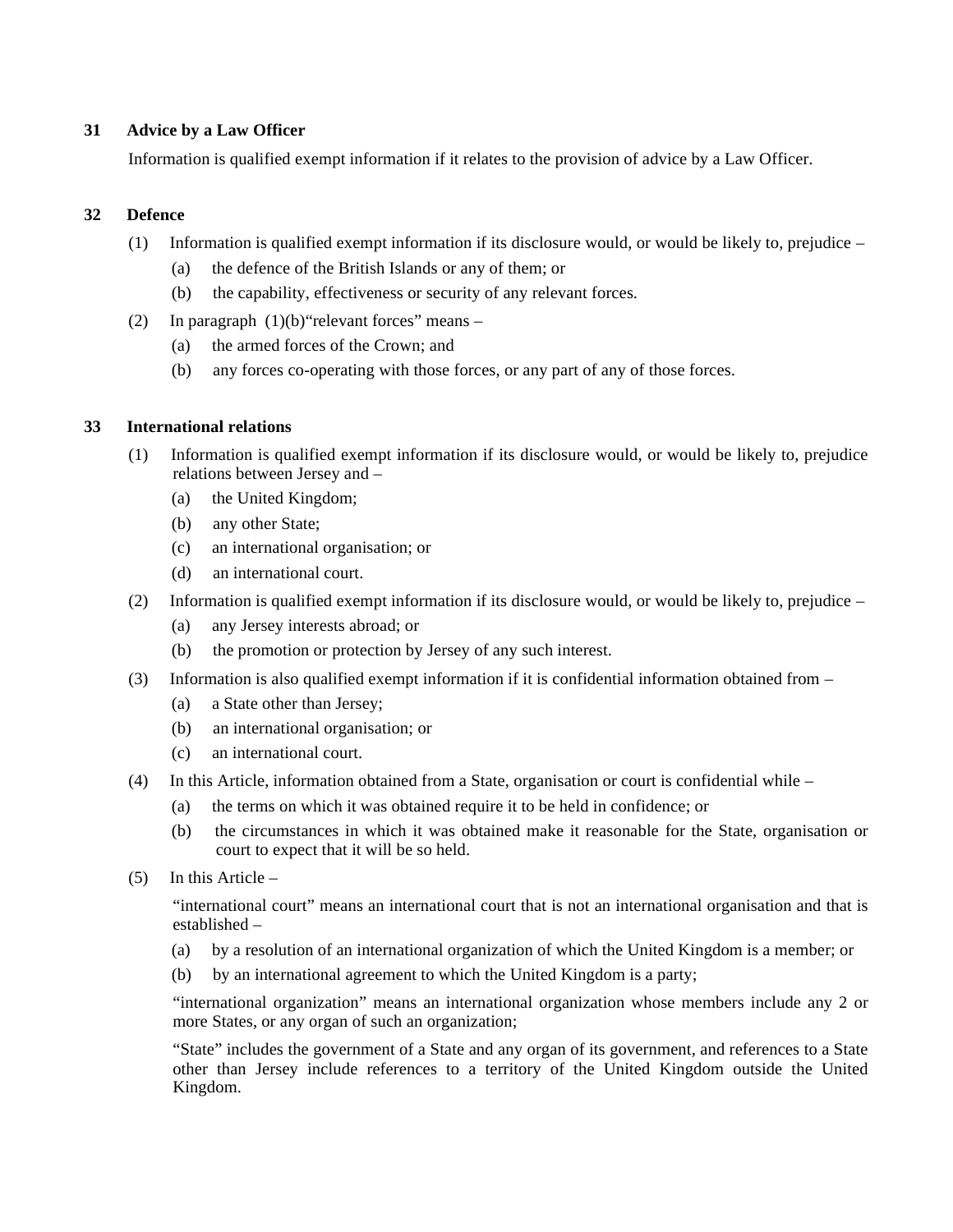### 31 Advice by a Law Officer

Information is qualified exempt information if it relates to the provision of advice by a Law Officer.

### 32 Defence

(1) Information is qualified exempt information if its disclosure would, or would be likely to, prejudice –

(a) the defence of the British Islands or any of them; or

(b) the capability, effectiveness or security of any relevant forces.

(2) In paragraph (1)(b)“relevant forces” means –

(a) the armed forces of the Crown; and

(b) any forces co-operating with those forces, or any part of any of those forces.

### 33 International relations

(1) Information is qualified exempt information if its disclosure would, or would be likely to, prejudice relations between Jersey and –

(a) the United Kingdom;

(b) any other State;

(c) an international organisation; or

(d) an international court.

(2) Information is qualified exempt information if its disclosure would, or would be likely to, prejudice –

(a) any Jersey interests abroad; or

(b) the promotion or protection by Jersey of any such interest.

(3) Information is also qualified exempt information if it is confidential information obtained from –

(a) a State other than Jersey;

(b) an international organisation; or

(c) an international court.

(4) In this Article, information obtained from a State, organisation or court is confidential while –

(a) the terms on which it was obtained require it to be held in confidence; or

(b) the circumstances in which it was obtained make it reasonable for the State, organisation or court to expect that it will be so held.

(5) In this Article –

“international court” means an international court that is not an international organisation and that is established –

(a) by a resolution of an international organization of which the United Kingdom is a member; or

(b) by an international agreement to which the United Kingdom is a party;

“international organization” means an international organization whose members include any 2 or more States, or any organ of such an organization;

“State” includes the government of a State and any organ of its government, and references to a State other than Jersey include references to a territory of the United Kingdom outside the United Kingdom.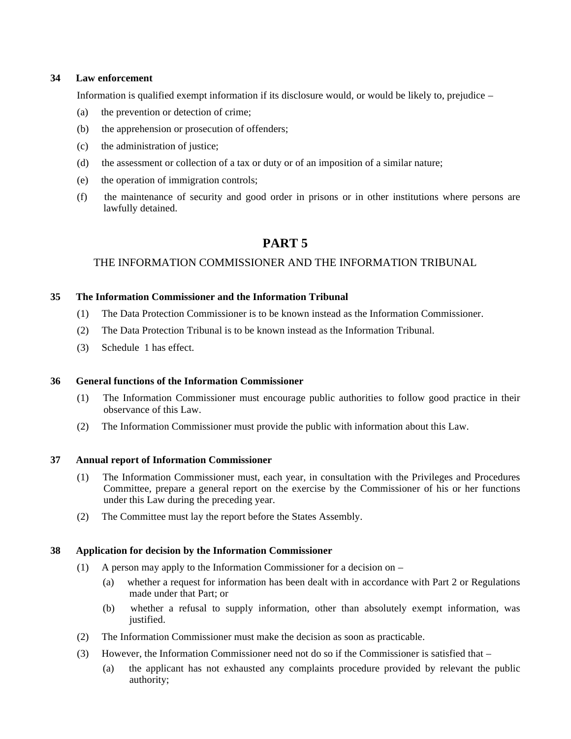### 34 Law enforcement

Information is qualified exempt information if its disclosure would, or would be likely to, prejudice –

(a) the prevention or detection of crime;

(b) the apprehension or prosecution of offenders;

(c) the administration of justice;

(d) the assessment or collection of a tax or duty or of an imposition of a similar nature;

(e) the operation of immigration controls;

(f) the maintenance of security and good order in prisons or in other institutions where persons are lawfully detained.

# PART 5

## THE INFORMATION COMMISSIONER AND THE INFORMATION TRIBUNAL

### 35 The Information Commissioner and the Information Tribunal

(1) The Data Protection Commissioner is to be known instead as the Information Commissioner.

(2) The Data Protection Tribunal is to be known instead as the Information Tribunal.

(3) Schedule 1 has effect.

### 36 General functions of the Information Commissioner

(1) The Information Commissioner must encourage public authorities to follow good practice in their observance of this Law.

(2) The Information Commissioner must provide the public with information about this Law.

### 37 Annual report of Information Commissioner

(1) The Information Commissioner must, each year, in consultation with the Privileges and Procedures Committee, prepare a general report on the exercise by the Commissioner of his or her functions under this Law during the preceding year.

(2) The Committee must lay the report before the States Assembly.

### 38 Application for decision by the Information Commissioner

(1) A person may apply to the Information Commissioner for a decision on –

(a) whether a request for information has been dealt with in accordance with Part 2 or Regulations made under that Part; or

(b) whether a refusal to supply information, other than absolutely exempt information, was justified.

(2) The Information Commissioner must make the decision as soon as practicable.

(3) However, the Information Commissioner need not do so if the Commissioner is satisfied that –

(a) the applicant has not exhausted any complaints procedure provided by relevant the public authority;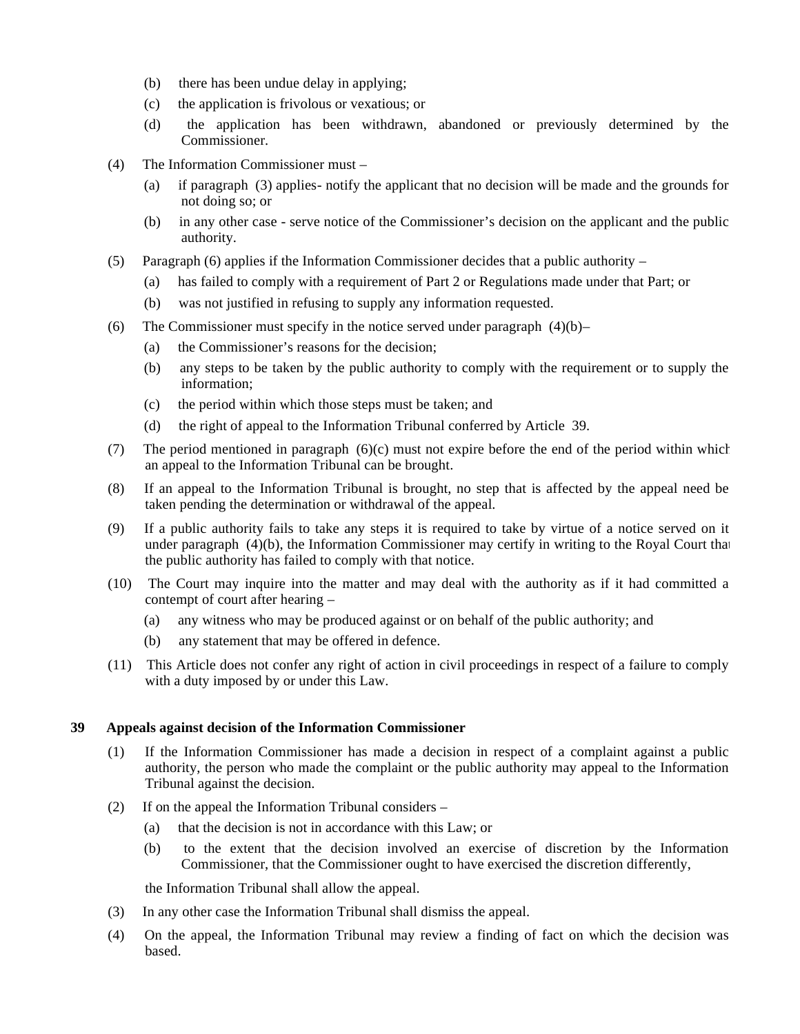(b) there has been undue delay in applying;

(c) the application is frivolous or vexatious; or

(d) the application has been withdrawn, abandoned or previously determined by the Commissioner.

(4) The Information Commissioner must –

(a) if paragraph (3) applies- notify the applicant that no decision will be made and the grounds for not doing so; or

(b) in any other case - serve notice of the Commissioner's decision on the applicant and the public authority.

(5) Paragraph (6) applies if the Information Commissioner decides that a public authority –

(a) has failed to comply with a requirement of Part 2 or Regulations made under that Part; or

(b) was not justified in refusing to supply any information requested.

(6) The Commissioner must specify in the notice served under paragraph (4)(b)–

(a) the Commissioner's reasons for the decision;

(b) any steps to be taken by the public authority to comply with the requirement or to supply the information;

(c) the period within which those steps must be taken; and

(d) the right of appeal to the Information Tribunal conferred by Article 39.

(7) The period mentioned in paragraph (6)(c) must not expire before the end of the period within which an appeal to the Information Tribunal can be brought.

(8) If an appeal to the Information Tribunal is brought, no step that is affected by the appeal need be taken pending the determination or withdrawal of the appeal.

(9) If a public authority fails to take any steps it is required to take by virtue of a notice served on it under paragraph (4)(b), the Information Commissioner may certify in writing to the Royal Court that the public authority has failed to comply with that notice.

(10) The Court may inquire into the matter and may deal with the authority as if it had committed a contempt of court after hearing –

(a) any witness who may be produced against or on behalf of the public authority; and

(b) any statement that may be offered in defence.

(11) This Article does not confer any right of action in civil proceedings in respect of a failure to comply with a duty imposed by or under this Law.

**39 Appeals against decision of the Information Commissioner**

(1) If the Information Commissioner has made a decision in respect of a complaint against a public authority, the person who made the complaint or the public authority may appeal to the Information Tribunal against the decision.

(2) If on the appeal the Information Tribunal considers –

(a) that the decision is not in accordance with this Law; or

(b) to the extent that the decision involved an exercise of discretion by the Information Commissioner, that the Commissioner ought to have exercised the discretion differently,

the Information Tribunal shall allow the appeal.

(3) In any other case the Information Tribunal shall dismiss the appeal.

(4) On the appeal, the Information Tribunal may review a finding of fact on which the decision was based.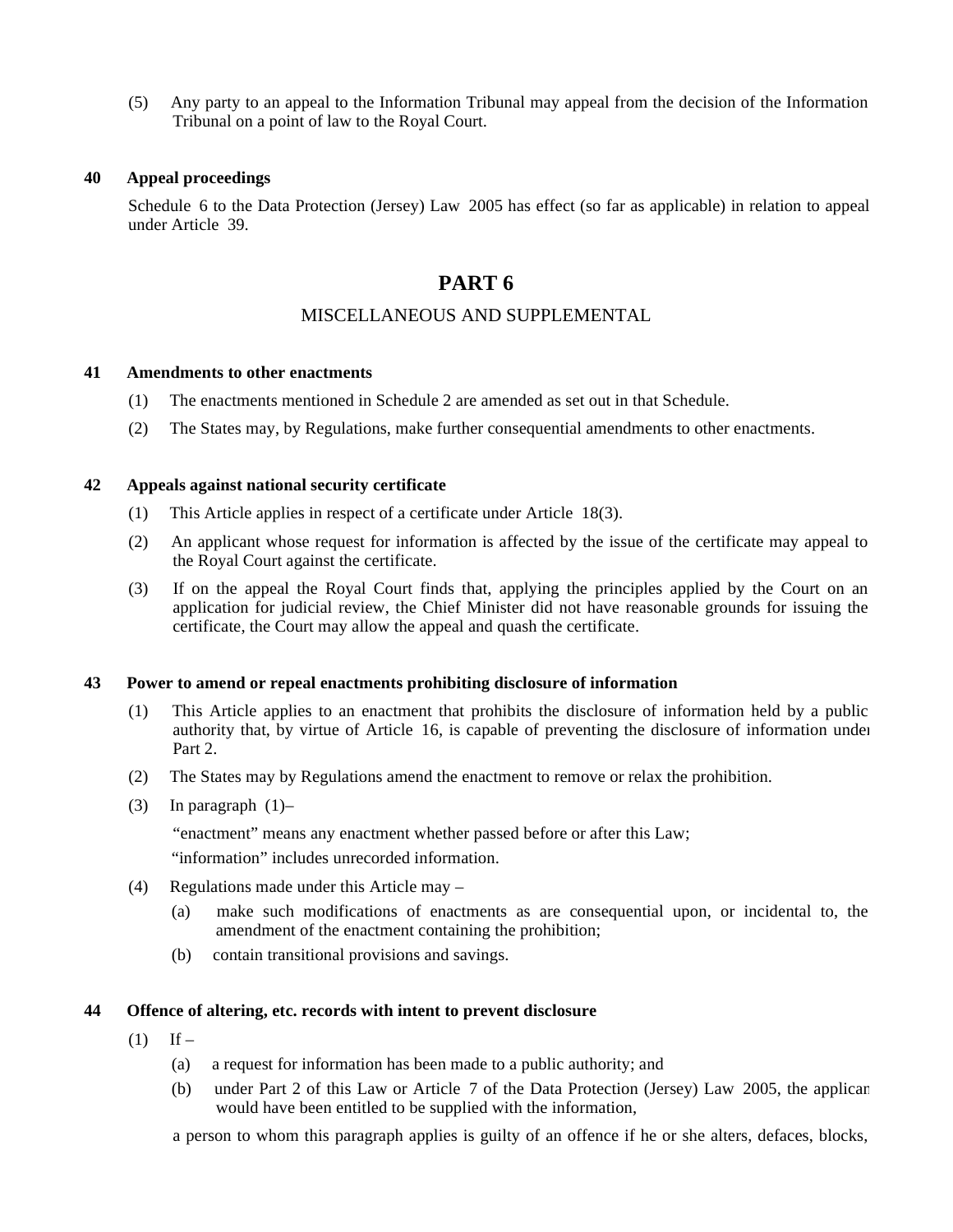(5) Any party to an appeal to the Information Tribunal may appeal from the decision of the Information Tribunal on a point of law to the Royal Court.

**40 Appeal proceedings**

Schedule 6 to the Data Protection (Jersey) Law 2005 has effect (so far as applicable) in relation to appeal under Article 39.

# PART 6

## MISCELLANEOUS AND SUPPLEMENTAL

**41 Amendments to other enactments**

(1) The enactments mentioned in Schedule 2 are amended as set out in that Schedule.

(2) The States may, by Regulations, make further consequential amendments to other enactments.

**42 Appeals against national security certificate**

(1) This Article applies in respect of a certificate under Article 18(3).

(2) An applicant whose request for information is affected by the issue of the certificate may appeal to the Royal Court against the certificate.

(3) If on the appeal the Royal Court finds that, applying the principles applied by the Court on an application for judicial review, the Chief Minister did not have reasonable grounds for issuing the certificate, the Court may allow the appeal and quash the certificate.

**43 Power to amend or repeal enactments prohibiting disclosure of information**

(1) This Article applies to an enactment that prohibits the disclosure of information held by a public authority that, by virtue of Article 16, is capable of preventing the disclosure of information under Part 2.

(2) The States may by Regulations amend the enactment to remove or relax the prohibition.

(3) In paragraph (1)–

"enactment" means any enactment whether passed before or after this Law;

"information" includes unrecorded information.

(4) Regulations made under this Article may –

(a) make such modifications of enactments as are consequential upon, or incidental to, the amendment of the enactment containing the prohibition;

(b) contain transitional provisions and savings.

**44 Offence of altering, etc. records with intent to prevent disclosure**

(1) If –

(a) a request for information has been made to a public authority; and

(b) under Part 2 of this Law or Article 7 of the Data Protection (Jersey) Law 2005, the applicant would have been entitled to be supplied with the information,

a person to whom this paragraph applies is guilty of an offence if he or she alters, defaces, blocks,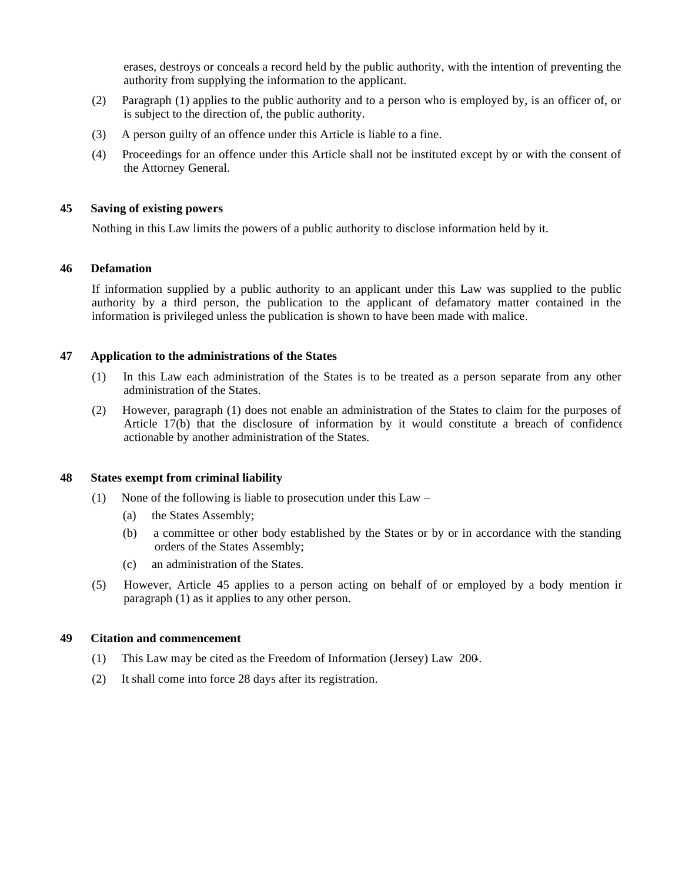erases, destroys or conceals a record held by the public authority, with the intention of preventing the authority from supplying the information to the applicant.

(2) Paragraph (1) applies to the public authority and to a person who is employed by, is an officer of, or is subject to the direction of, the public authority.

(3) A person guilty of an offence under this Article is liable to a fine.

(4) Proceedings for an offence under this Article shall not be instituted except by or with the consent of the Attorney General.

**45 Saving of existing powers**

Nothing in this Law limits the powers of a public authority to disclose information held by it.

**46 Defamation**

If information supplied by a public authority to an applicant under this Law was supplied to the public authority by a third person, the publication to the applicant of defamatory matter contained in the information is privileged unless the publication is shown to have been made with malice.

**47 Application to the administrations of the States**

(1) In this Law each administration of the States is to be treated as a person separate from any other administration of the States.

(2) However, paragraph (1) does not enable an administration of the States to claim for the purposes of Article 17(b) that the disclosure of information by it would constitute a breach of confidence actionable by another administration of the States.

**48 States exempt from criminal liability**

(1) None of the following is liable to prosecution under this Law –

(a) the States Assembly;

(b) a committee or other body established by the States or by or in accordance with the standing orders of the States Assembly;

(c) an administration of the States.

(5) However, Article 45 applies to a person acting on behalf of or employed by a body mention in paragraph (1) as it applies to any other person.

**49 Citation and commencement**

(1) This Law may be cited as the Freedom of Information (Jersey) Law 200-.

(2) It shall come into force 28 days after its registration.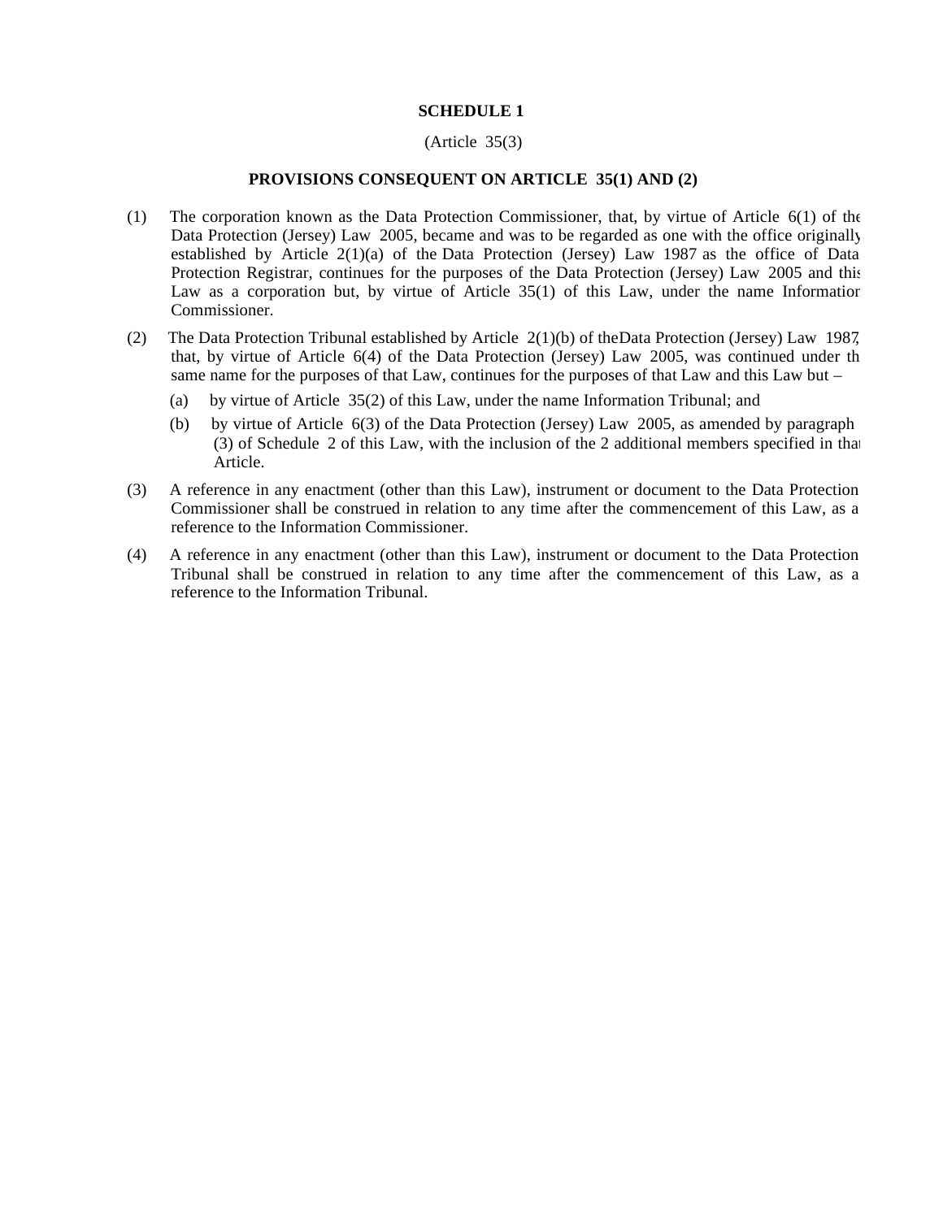**SCHEDULE 1**

(Article 35(3)

**PROVISIONS CONSEQUENT ON ARTICLE 35(1) AND (2)**

(1) The corporation known as the Data Protection Commissioner, that, by virtue of Article 6(1) of the Data Protection (Jersey) Law 2005, became and was to be regarded as one with the office originally established by Article 2(1)(a) of the Data Protection (Jersey) Law 1987 as the office of Data Protection Registrar, continues for the purposes of the Data Protection (Jersey) Law 2005 and this Law as a corporation but, by virtue of Article 35(1) of this Law, under the name Information Commissioner.

(2) The Data Protection Tribunal established by Article 2(1)(b) of the Data Protection (Jersey) Law 1987, that, by virtue of Article 6(4) of the Data Protection (Jersey) Law 2005, was continued under the same name for the purposes of that Law, continues for the purposes of that Law and this Law but –

(a) by virtue of Article 35(2) of this Law, under the name Information Tribunal; and

(b) by virtue of Article 6(3) of the Data Protection (Jersey) Law 2005, as amended by paragraph (3) of Schedule 2 of this Law, with the inclusion of the 2 additional members specified in that Article.

(3) A reference in any enactment (other than this Law), instrument or document to the Data Protection Commissioner shall be construed in relation to any time after the commencement of this Law, as a reference to the Information Commissioner.

(4) A reference in any enactment (other than this Law), instrument or document to the Data Protection Tribunal shall be construed in relation to any time after the commencement of this Law, as a reference to the Information Tribunal.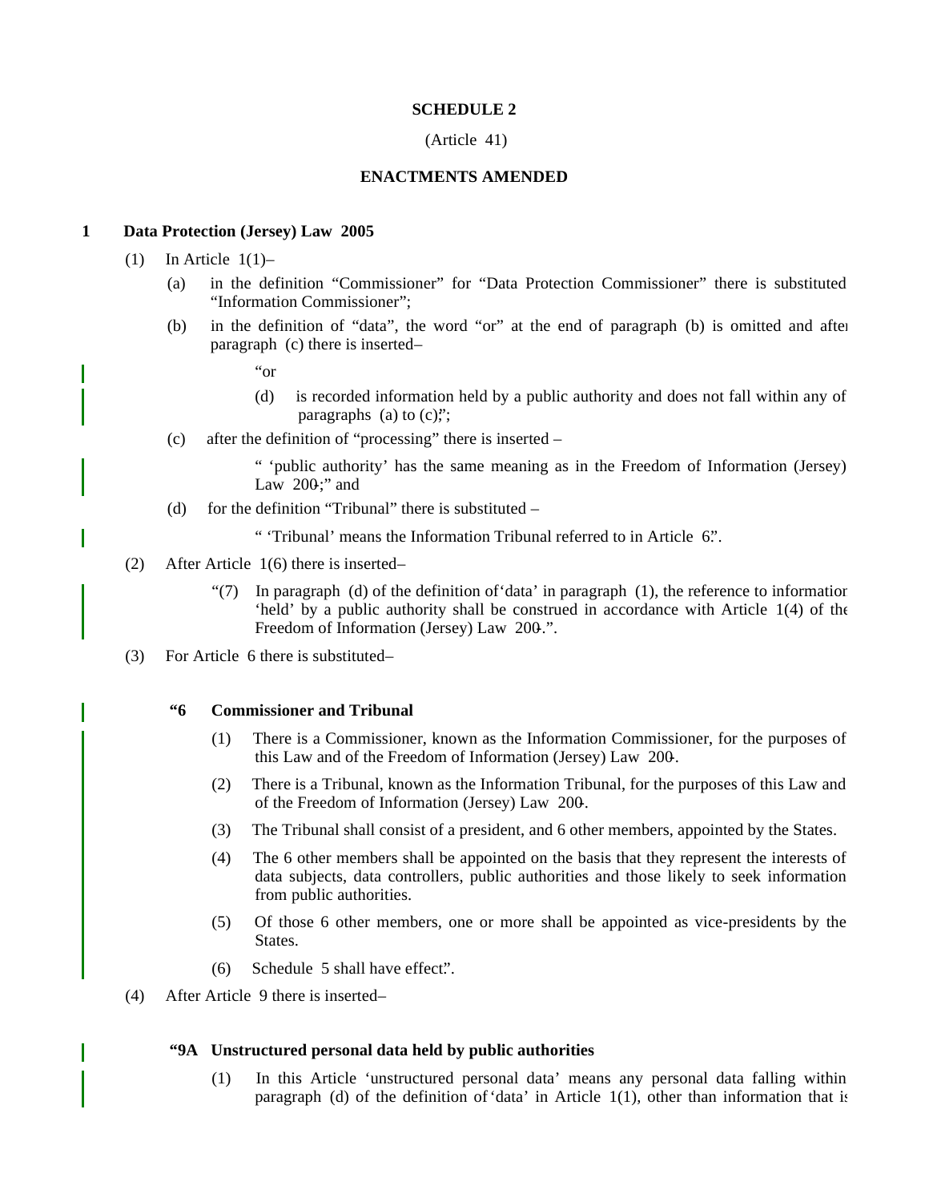# SCHEDULE 2

(Article 41)

## ENACTMENTS AMENDED

### 1 Data Protection (Jersey) Law 2005

(1) In Article 1(1)–

(a) in the definition "Commissioner" for "Data Protection Commissioner" there is substituted "Information Commissioner";

(b) in the definition of "data", the word "or" at the end of paragraph (b) is omitted and after paragraph (c) there is inserted–

"or

(d) is recorded information held by a public authority and does not fall within any of paragraphs (a) to (c);";

(c) after the definition of "processing" there is inserted –

" 'public authority' has the same meaning as in the Freedom of Information (Jersey) Law 200-;" and

(d) for the definition "Tribunal" there is substituted –

" 'Tribunal' means the Information Tribunal referred to in Article 6.".

(2) After Article 1(6) there is inserted–

"(7) In paragraph (d) of the definition of 'data' in paragraph (1), the reference to information 'held' by a public authority shall be construed in accordance with Article 1(4) of the Freedom of Information (Jersey) Law 200-.".

(3) For Article 6 there is substituted–

**"6 Commissioner and Tribunal**

(1) There is a Commissioner, known as the Information Commissioner, for the purposes of this Law and of the Freedom of Information (Jersey) Law 200-.

(2) There is a Tribunal, known as the Information Tribunal, for the purposes of this Law and of the Freedom of Information (Jersey) Law 200-.

(3) The Tribunal shall consist of a president, and 6 other members, appointed by the States.

(4) The 6 other members shall be appointed on the basis that they represent the interests of data subjects, data controllers, public authorities and those likely to seek information from public authorities.

(5) Of those 6 other members, one or more shall be appointed as vice-presidents by the States.

(6) Schedule 5 shall have effect.".

(4) After Article 9 there is inserted–

**"9A Unstructured personal data held by public authorities**

(1) In this Article 'unstructured personal data' means any personal data falling within paragraph (d) of the definition of 'data' in Article 1(1), other than information that is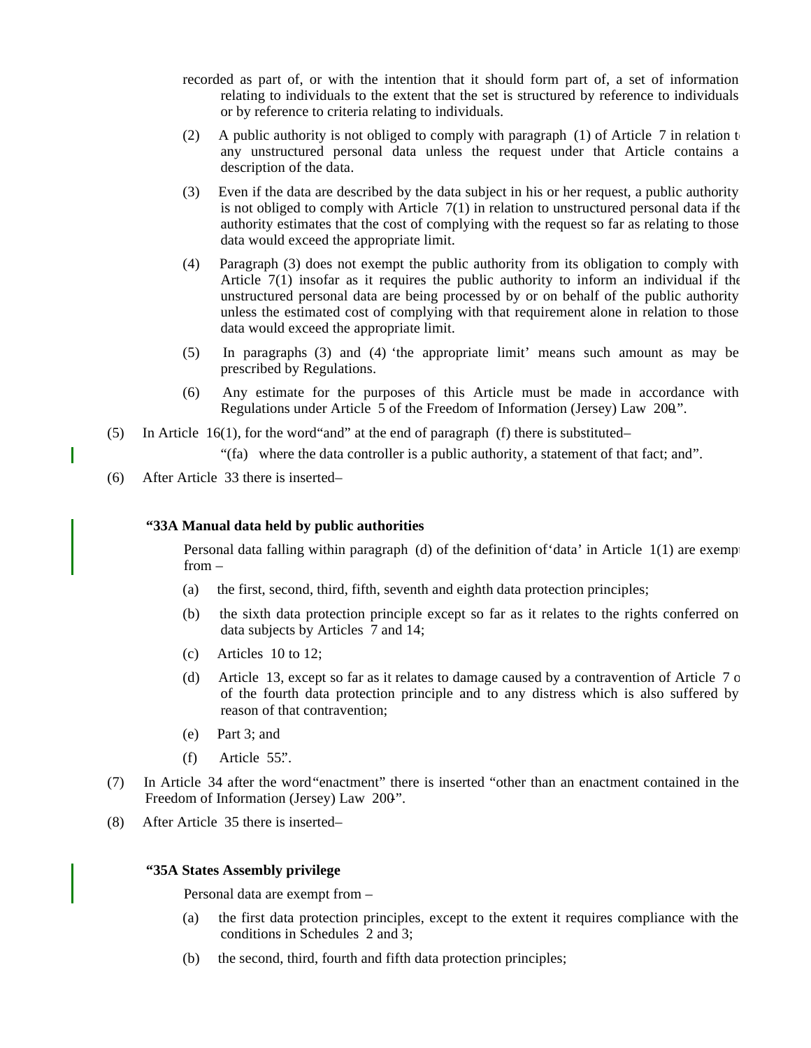recorded as part of, or with the intention that it should form part of, a set of information relating to individuals to the extent that the set is structured by reference to individuals or by reference to criteria relating to individuals.

(2) A public authority is not obliged to comply with paragraph (1) of Article 7 in relation to any unstructured personal data unless the request under that Article contains a description of the data.

(3) Even if the data are described by the data subject in his or her request, a public authority is not obliged to comply with Article 7(1) in relation to unstructured personal data if the authority estimates that the cost of complying with the request so far as relating to those data would exceed the appropriate limit.

(4) Paragraph (3) does not exempt the public authority from its obligation to comply with Article 7(1) insofar as it requires the public authority to inform an individual if the unstructured personal data are being processed by or on behalf of the public authority unless the estimated cost of complying with that requirement alone in relation to those data would exceed the appropriate limit.

(5) In paragraphs (3) and (4) 'the appropriate limit' means such amount as may be prescribed by Regulations.

(6) Any estimate for the purposes of this Article must be made in accordance with Regulations under Article 5 of the Freedom of Information (Jersey) Law 200-.".

(5) In Article 16(1), for the word "and" at the end of paragraph (f) there is substituted–

"(fa) where the data controller is a public authority, a statement of that fact; and".

(6) After Article 33 there is inserted–

**"33A Manual data held by public authorities**

Personal data falling within paragraph (d) of the definition of 'data' in Article 1(1) are exempt from –

(a) the first, second, third, fifth, seventh and eighth data protection principles;

(b) the sixth data protection principle except so far as it relates to the rights conferred on data subjects by Articles 7 and 14;

(c) Articles 10 to 12;

(d) Article 13, except so far as it relates to damage caused by a contravention of Article 7 or of the fourth data protection principle and to any distress which is also suffered by reason of that contravention;

(e) Part 3; and

(f) Article 55.".

(7) In Article 34 after the word "enactment" there is inserted "other than an enactment contained in the Freedom of Information (Jersey) Law 200-".

(8) After Article 35 there is inserted–

**"35A States Assembly privilege**

Personal data are exempt from –

(a) the first data protection principles, except to the extent it requires compliance with the conditions in Schedules 2 and 3;

(b) the second, third, fourth and fifth data protection principles;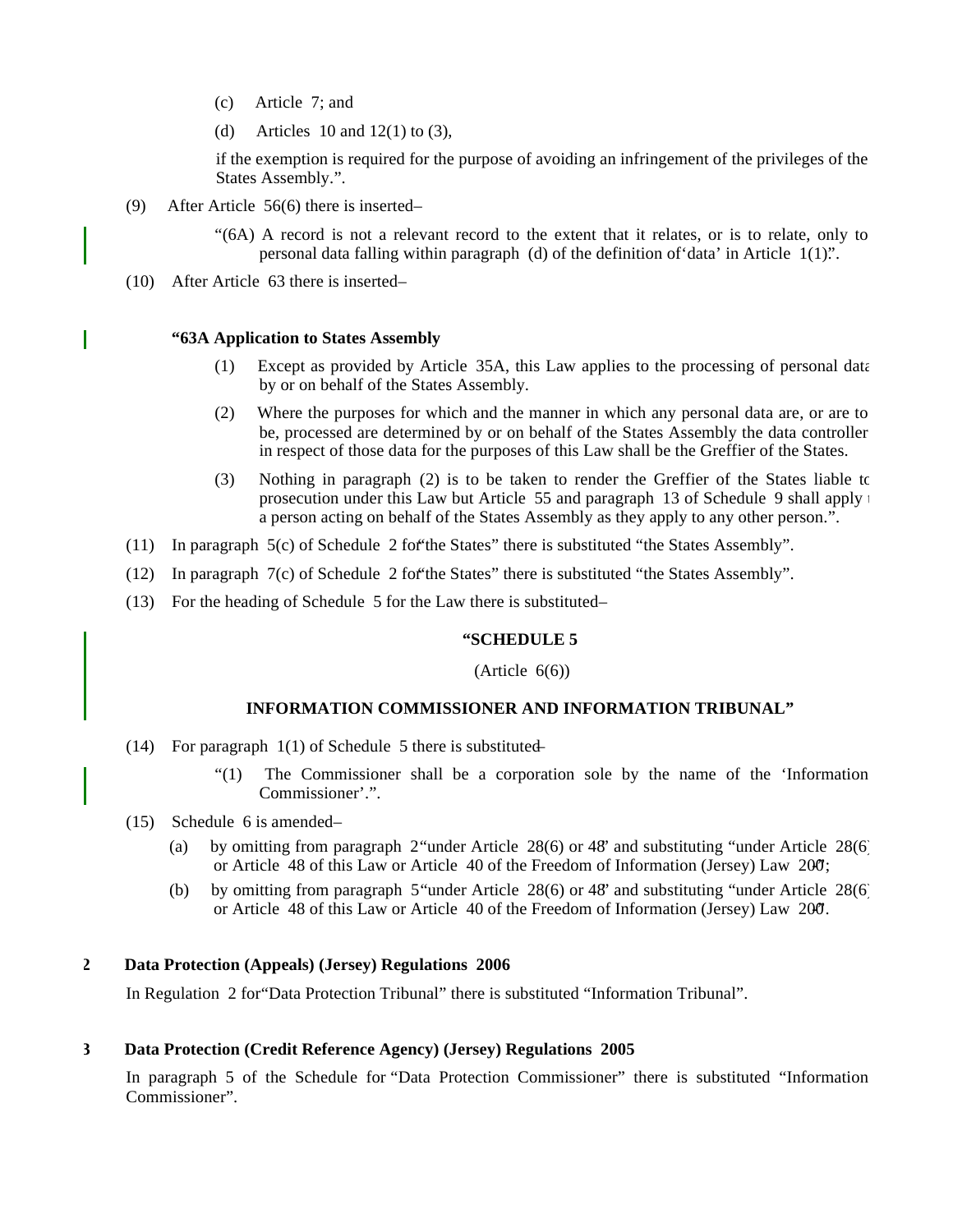(c) Article 7; and

(d) Articles 10 and 12(1) to (3),

if the exemption is required for the purpose of avoiding an infringement of the privileges of the States Assembly.".

(9) After Article 56(6) there is inserted–

"(6A) A record is not a relevant record to the extent that it relates, or is to relate, only to personal data falling within paragraph (d) of the definition of 'data' in Article 1(1).".

(10) After Article 63 there is inserted–

**"63A Application to States Assembly**

(1) Except as provided by Article 35A, this Law applies to the processing of personal data by or on behalf of the States Assembly.

(2) Where the purposes for which and the manner in which any personal data are, or are to be, processed are determined by or on behalf of the States Assembly the data controller in respect of those data for the purposes of this Law shall be the Greffier of the States.

(3) Nothing in paragraph (2) is to be taken to render the Greffier of the States liable to prosecution under this Law but Article 55 and paragraph 13 of Schedule 9 shall apply to a person acting on behalf of the States Assembly as they apply to any other person.".

(11) In paragraph 5(c) of Schedule 2 for "the States" there is substituted "the States Assembly".

(12) In paragraph 7(c) of Schedule 2 for "the States" there is substituted "the States Assembly".

(13) For the heading of Schedule 5 for the Law there is substituted–

**"SCHEDULE 5**

(Article 6(6))

**INFORMATION COMMISSIONER AND INFORMATION TRIBUNAL"**

(14) For paragraph 1(1) of Schedule 5 there is substituted–

"(1) The Commissioner shall be a corporation sole by the name of the 'Information Commissioner'.".

(15) Schedule 6 is amended–

(a) by omitting from paragraph 2 "under Article 28(6) or 48" and substituting "under Article 28(6) or Article 48 of this Law or Article 40 of the Freedom of Information (Jersey) Law 200-";

(b) by omitting from paragraph 5 "under Article 28(6) or 48" and substituting "under Article 28(6) or Article 48 of this Law or Article 40 of the Freedom of Information (Jersey) Law 200-".

**2 Data Protection (Appeals) (Jersey) Regulations 2006**

In Regulation 2 for "Data Protection Tribunal" there is substituted "Information Tribunal".

**3 Data Protection (Credit Reference Agency) (Jersey) Regulations 2005**

In paragraph 5 of the Schedule for "Data Protection Commissioner" there is substituted "Information Commissioner".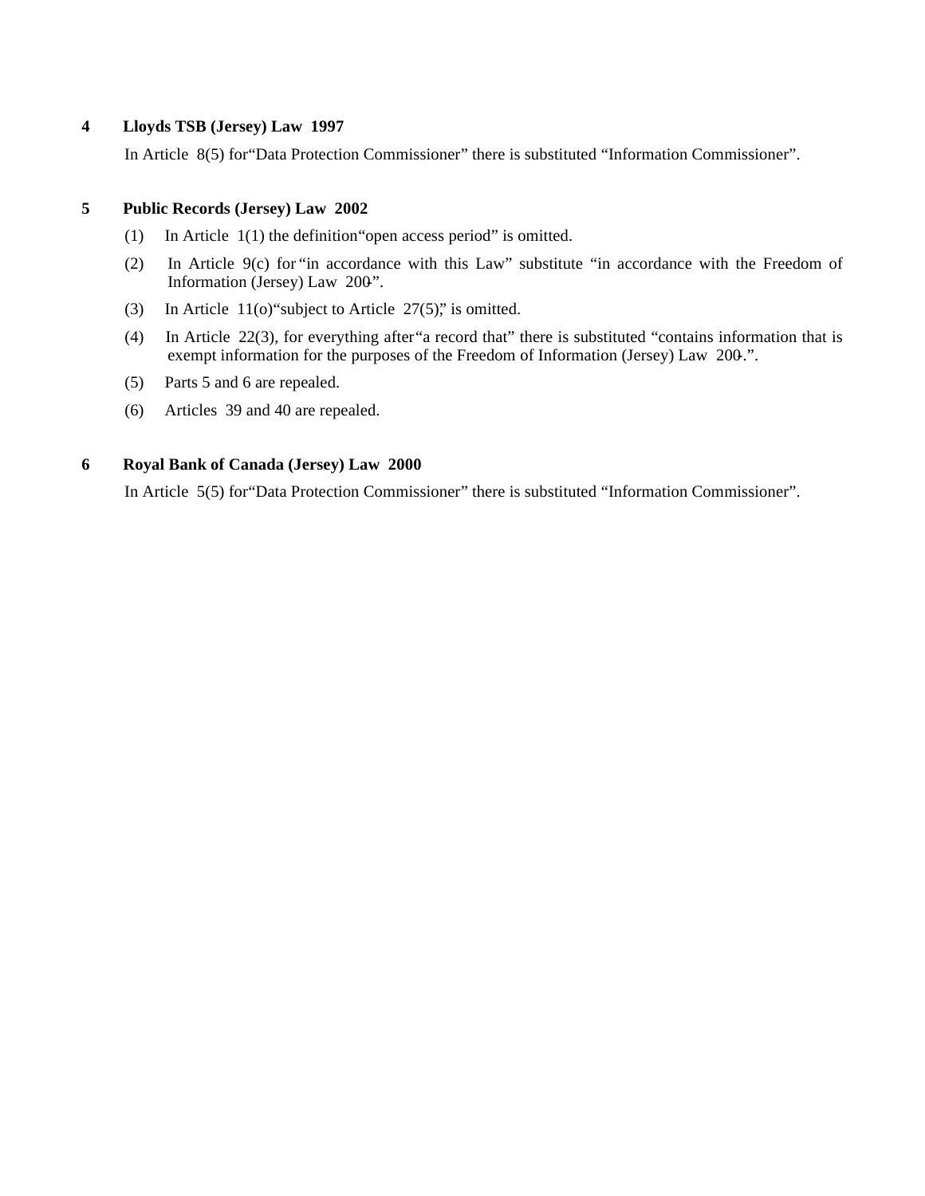### 4 Lloyds TSB (Jersey) Law 1997

In Article 8(5) for "Data Protection Commissioner" there is substituted "Information Commissioner".

### 5 Public Records (Jersey) Law 2002

(1) In Article 1(1) the definition "open access period" is omitted.

(2) In Article 9(c) for "in accordance with this Law" substitute "in accordance with the Freedom of Information (Jersey) Law 200-".

(3) In Article 11(o) "subject to Article 27(5)," is omitted.

(4) In Article 22(3), for everything after "a record that" there is substituted "contains information that is exempt information for the purposes of the Freedom of Information (Jersey) Law 200-.".

(5) Parts 5 and 6 are repealed.

(6) Articles 39 and 40 are repealed.

### 6 Royal Bank of Canada (Jersey) Law 2000

In Article 5(5) for "Data Protection Commissioner" there is substituted "Information Commissioner".